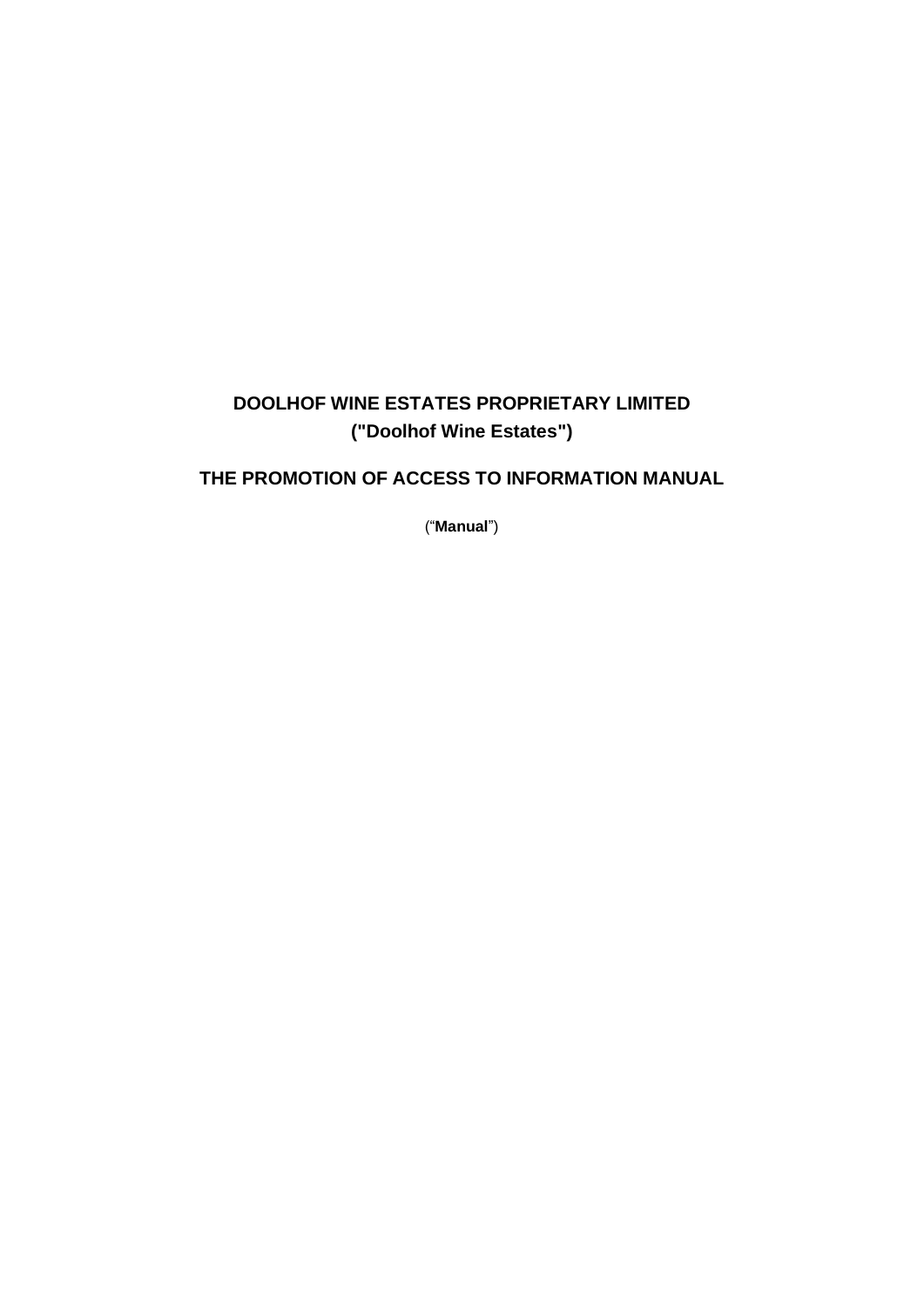# DOOLHOF WINE ESTATES PROPRIETARY LIMITED
# ("Doolhof Wine Estates")

## THE PROMOTION OF ACCESS TO INFORMATION MANUAL

("**Manual**")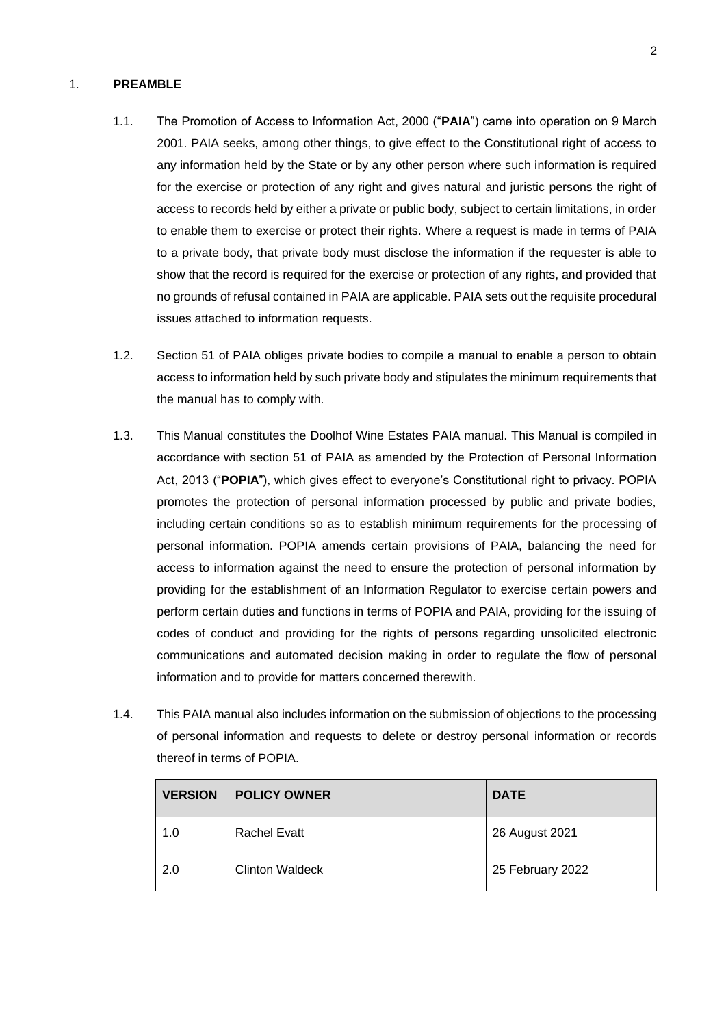## 1. **PREAMBLE**

1.1. The Promotion of Access to Information Act, 2000 ("**PAIA**") came into operation on 9 March 2001. PAIA seeks, among other things, to give effect to the Constitutional right of access to any information held by the State or by any other person where such information is required for the exercise or protection of any right and gives natural and juristic persons the right of access to records held by either a private or public body, subject to certain limitations, in order to enable them to exercise or protect their rights. Where a request is made in terms of PAIA to a private body, that private body must disclose the information if the requester is able to show that the record is required for the exercise or protection of any rights, and provided that no grounds of refusal contained in PAIA are applicable. PAIA sets out the requisite procedural issues attached to information requests.

1.2. Section 51 of PAIA obliges private bodies to compile a manual to enable a person to obtain access to information held by such private body and stipulates the minimum requirements that the manual has to comply with.

1.3. This Manual constitutes the Doolhof Wine Estates PAIA manual. This Manual is compiled in accordance with section 51 of PAIA as amended by the Protection of Personal Information Act, 2013 ("**POPIA**"), which gives effect to everyone's Constitutional right to privacy. POPIA promotes the protection of personal information processed by public and private bodies, including certain conditions so as to establish minimum requirements for the processing of personal information. POPIA amends certain provisions of PAIA, balancing the need for access to information against the need to ensure the protection of personal information by providing for the establishment of an Information Regulator to exercise certain powers and perform certain duties and functions in terms of POPIA and PAIA, providing for the issuing of codes of conduct and providing for the rights of persons regarding unsolicited electronic communications and automated decision making in order to regulate the flow of personal information and to provide for matters concerned therewith.

1.4. This PAIA manual also includes information on the submission of objections to the processing of personal information and requests to delete or destroy personal information or records thereof in terms of POPIA.

| **VERSION** | **POLICY OWNER** | **DATE** |
|---|---|---|
| 1.0 | Rachel Evatt | 26 August 2021 |
| 2.0 | Clinton Waldeck | 25 February 2022 |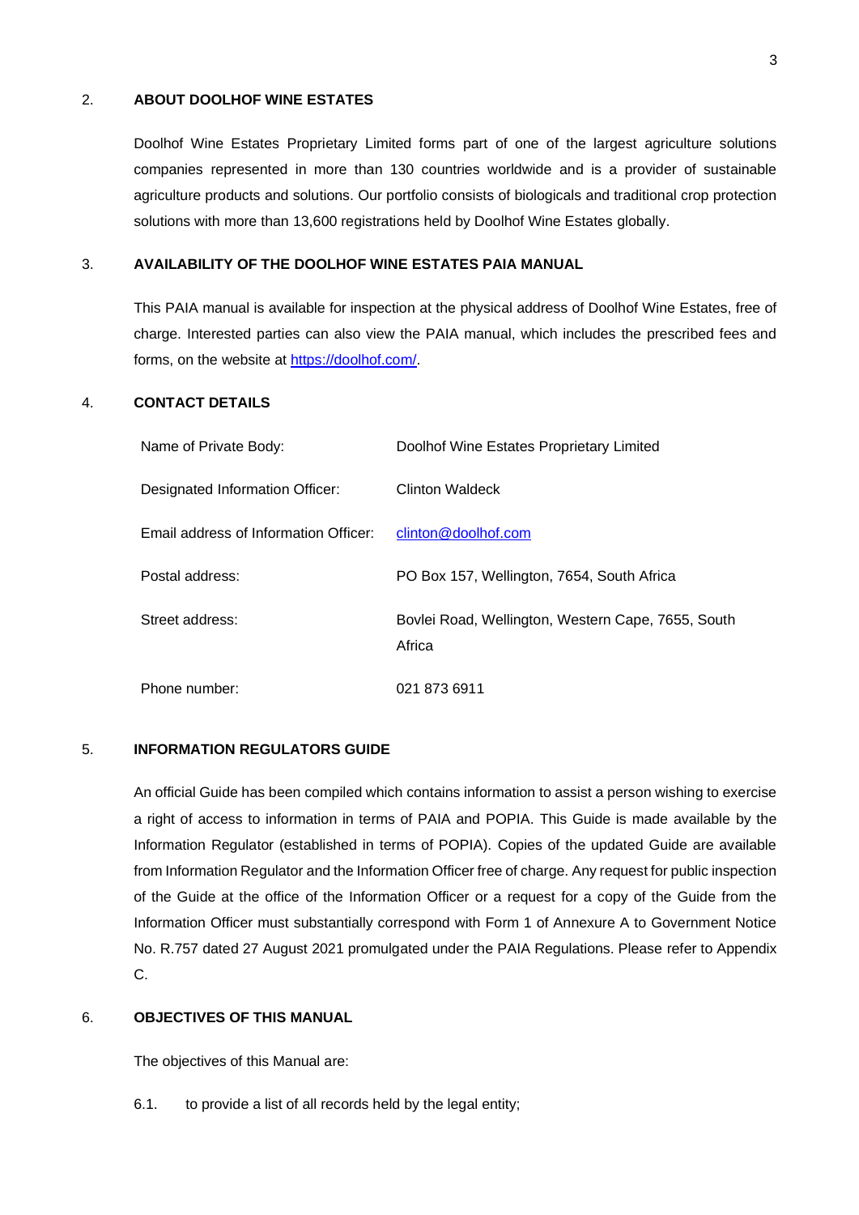## 2. ABOUT DOOLHOF WINE ESTATES

Doolhof Wine Estates Proprietary Limited forms part of one of the largest agriculture solutions companies represented in more than 130 countries worldwide and is a provider of sustainable agriculture products and solutions. Our portfolio consists of biologicals and traditional crop protection solutions with more than 13,600 registrations held by Doolhof Wine Estates globally.

## 3. AVAILABILITY OF THE DOOLHOF WINE ESTATES PAIA MANUAL

This PAIA manual is available for inspection at the physical address of Doolhof Wine Estates, free of charge. Interested parties can also view the PAIA manual, which includes the prescribed fees and forms, on the website at [https://doolhof.com/](https://doolhof.com/).

## 4. CONTACT DETAILS

| | |
|---|---|
| Name of Private Body: | Doolhof Wine Estates Proprietary Limited |
| Designated Information Officer: | Clinton Waldeck |
| Email address of Information Officer: | [clinton@doolhof.com](mailto:clinton@doolhof.com) |
| Postal address: | PO Box 157, Wellington, 7654, South Africa |
| Street address: | Bovlei Road, Wellington, Western Cape, 7655, South Africa |
| Phone number: | 021 873 6911 |

## 5. INFORMATION REGULATORS GUIDE

An official Guide has been compiled which contains information to assist a person wishing to exercise a right of access to information in terms of PAIA and POPIA. This Guide is made available by the Information Regulator (established in terms of POPIA). Copies of the updated Guide are available from Information Regulator and the Information Officer free of charge. Any request for public inspection of the Guide at the office of the Information Officer or a request for a copy of the Guide from the Information Officer must substantially correspond with Form 1 of Annexure A to Government Notice No. R.757 dated 27 August 2021 promulgated under the PAIA Regulations. Please refer to Appendix C.

## 6. OBJECTIVES OF THIS MANUAL

The objectives of this Manual are:

6.1. to provide a list of all records held by the legal entity;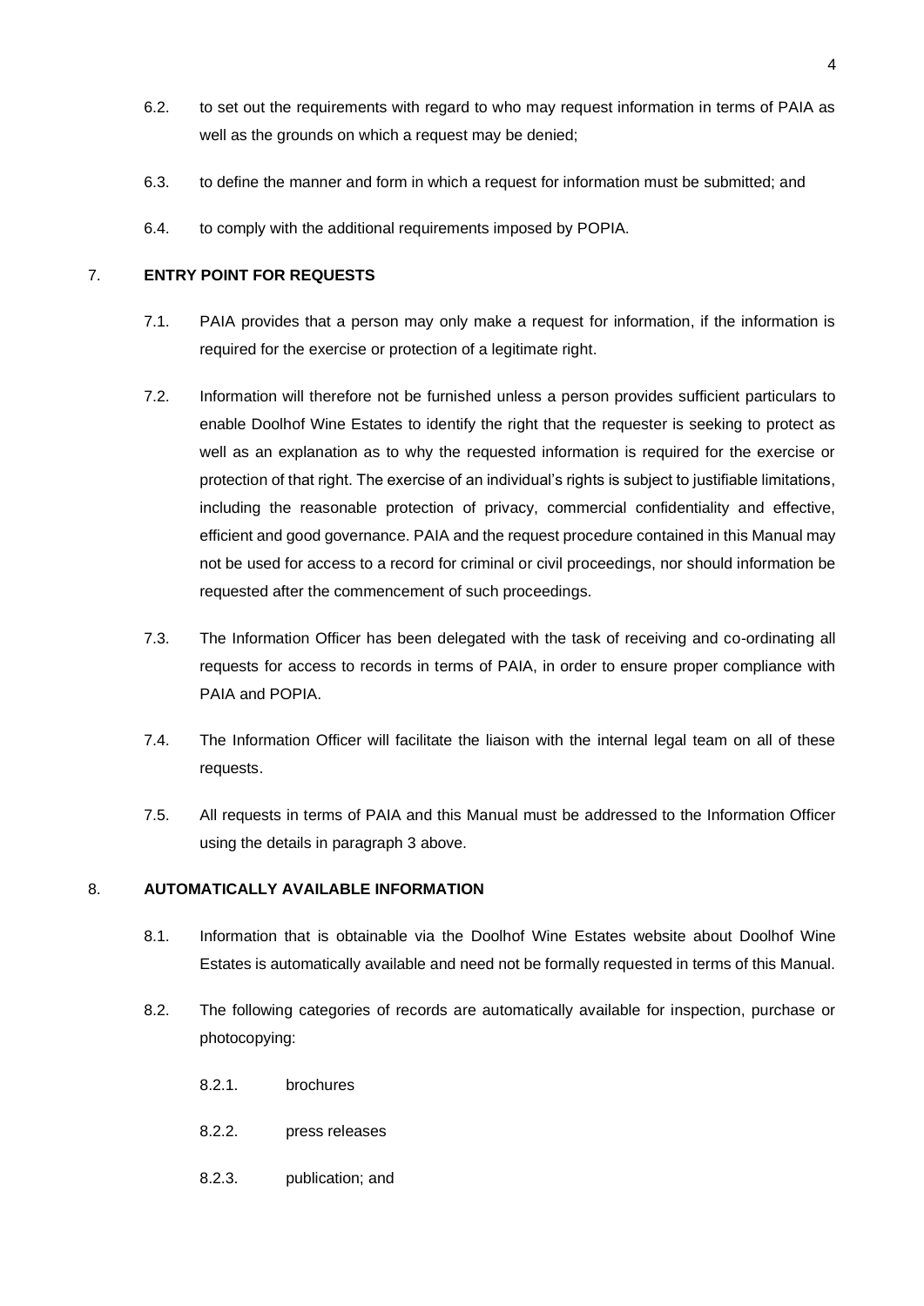6.2. to set out the requirements with regard to who may request information in terms of PAIA as well as the grounds on which a request may be denied;

6.3. to define the manner and form in which a request for information must be submitted; and

6.4. to comply with the additional requirements imposed by POPIA.

## 7. ENTRY POINT FOR REQUESTS

7.1. PAIA provides that a person may only make a request for information, if the information is required for the exercise or protection of a legitimate right.

7.2. Information will therefore not be furnished unless a person provides sufficient particulars to enable Doolhof Wine Estates to identify the right that the requester is seeking to protect as well as an explanation as to why the requested information is required for the exercise or protection of that right. The exercise of an individual's rights is subject to justifiable limitations, including the reasonable protection of privacy, commercial confidentiality and effective, efficient and good governance. PAIA and the request procedure contained in this Manual may not be used for access to a record for criminal or civil proceedings, nor should information be requested after the commencement of such proceedings.

7.3. The Information Officer has been delegated with the task of receiving and co-ordinating all requests for access to records in terms of PAIA, in order to ensure proper compliance with PAIA and POPIA.

7.4. The Information Officer will facilitate the liaison with the internal legal team on all of these requests.

7.5. All requests in terms of PAIA and this Manual must be addressed to the Information Officer using the details in paragraph 3 above.

## 8. AUTOMATICALLY AVAILABLE INFORMATION

8.1. Information that is obtainable via the Doolhof Wine Estates website about Doolhof Wine Estates is automatically available and need not be formally requested in terms of this Manual.

8.2. The following categories of records are automatically available for inspection, purchase or photocopying:

8.2.1. brochures

8.2.2. press releases

8.2.3. publication; and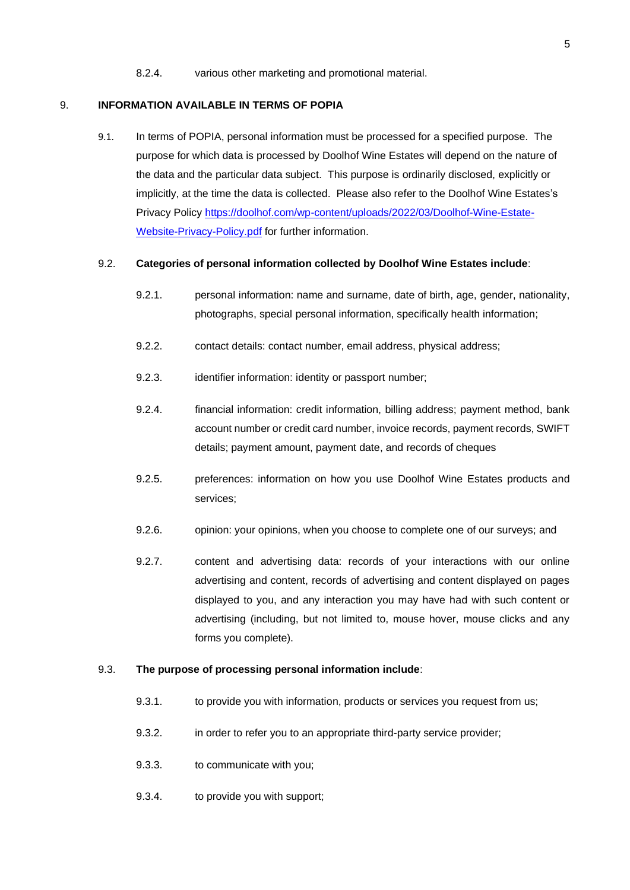8.2.4. various other marketing and promotional material.

## 9. INFORMATION AVAILABLE IN TERMS OF POPIA

9.1. In terms of POPIA, personal information must be processed for a specified purpose. The purpose for which data is processed by Doolhof Wine Estates will depend on the nature of the data and the particular data subject. This purpose is ordinarily disclosed, explicitly or implicitly, at the time the data is collected. Please also refer to the Doolhof Wine Estates's Privacy Policy [https://doolhof.com/wp-content/uploads/2022/03/Doolhof-Wine-Estate-Website-Privacy-Policy.pdf](https://doolhof.com/wp-content/uploads/2022/03/Doolhof-Wine-Estate-Website-Privacy-Policy.pdf) for further information.

9.2. **Categories of personal information collected by Doolhof Wine Estates include**:

9.2.1. personal information: name and surname, date of birth, age, gender, nationality, photographs, special personal information, specifically health information;

9.2.2. contact details: contact number, email address, physical address;

9.2.3. identifier information: identity or passport number;

9.2.4. financial information: credit information, billing address; payment method, bank account number or credit card number, invoice records, payment records, SWIFT details; payment amount, payment date, and records of cheques

9.2.5. preferences: information on how you use Doolhof Wine Estates products and services;

9.2.6. opinion: your opinions, when you choose to complete one of our surveys; and

9.2.7. content and advertising data: records of your interactions with our online advertising and content, records of advertising and content displayed on pages displayed to you, and any interaction you may have had with such content or advertising (including, but not limited to, mouse hover, mouse clicks and any forms you complete).

9.3. **The purpose of processing personal information include**:

9.3.1. to provide you with information, products or services you request from us;

9.3.2. in order to refer you to an appropriate third-party service provider;

9.3.3. to communicate with you;

9.3.4. to provide you with support;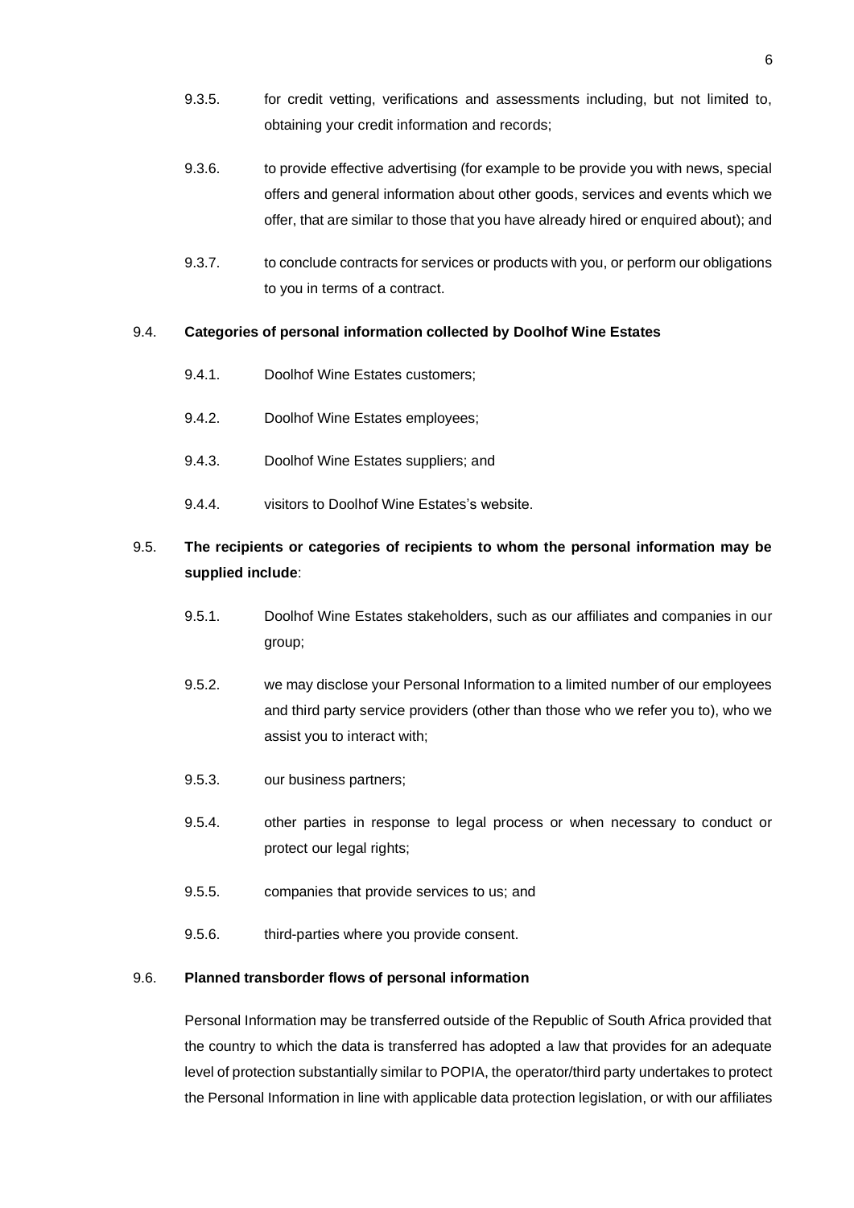9.3.5. for credit vetting, verifications and assessments including, but not limited to, obtaining your credit information and records;

9.3.6. to provide effective advertising (for example to be provide you with news, special offers and general information about other goods, services and events which we offer, that are similar to those that you have already hired or enquired about); and

9.3.7. to conclude contracts for services or products with you, or perform our obligations to you in terms of a contract.

9.4. **Categories of personal information collected by Doolhof Wine Estates**

9.4.1. Doolhof Wine Estates customers;

9.4.2. Doolhof Wine Estates employees;

9.4.3. Doolhof Wine Estates suppliers; and

9.4.4. visitors to Doolhof Wine Estates's website.

9.5. **The recipients or categories of recipients to whom the personal information may be supplied include**:

9.5.1. Doolhof Wine Estates stakeholders, such as our affiliates and companies in our group;

9.5.2. we may disclose your Personal Information to a limited number of our employees and third party service providers (other than those who we refer you to), who we assist you to interact with;

9.5.3. our business partners;

9.5.4. other parties in response to legal process or when necessary to conduct or protect our legal rights;

9.5.5. companies that provide services to us; and

9.5.6. third-parties where you provide consent.

9.6. **Planned transborder flows of personal information**

Personal Information may be transferred outside of the Republic of South Africa provided that the country to which the data is transferred has adopted a law that provides for an adequate level of protection substantially similar to POPIA, the operator/third party undertakes to protect the Personal Information in line with applicable data protection legislation, or with our affiliates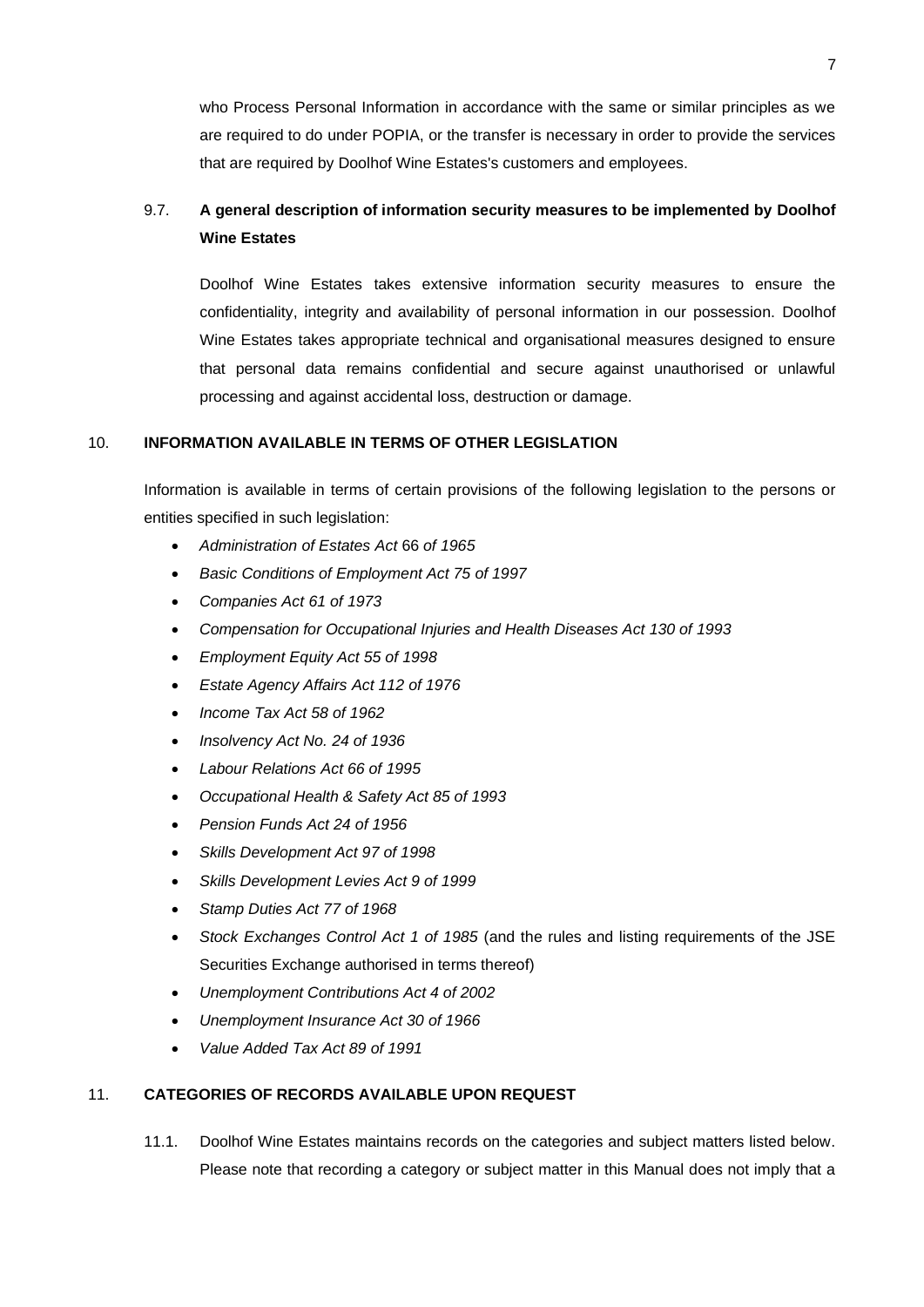who Process Personal Information in accordance with the same or similar principles as we are required to do under POPIA, or the transfer is necessary in order to provide the services that are required by Doolhof Wine Estates's customers and employees.

### 9.7. A general description of information security measures to be implemented by Doolhof Wine Estates

Doolhof Wine Estates takes extensive information security measures to ensure the confidentiality, integrity and availability of personal information in our possession. Doolhof Wine Estates takes appropriate technical and organisational measures designed to ensure that personal data remains confidential and secure against unauthorised or unlawful processing and against accidental loss, destruction or damage.

## 10. INFORMATION AVAILABLE IN TERMS OF OTHER LEGISLATION

Information is available in terms of certain provisions of the following legislation to the persons or entities specified in such legislation:

- *Administration of Estates Act* 66 *of 1965*
- *Basic Conditions of Employment Act 75 of 1997*
- *Companies Act 61 of 1973*
- *Compensation for Occupational Injuries and Health Diseases Act 130 of 1993*
- *Employment Equity Act 55 of 1998*
- *Estate Agency Affairs Act 112 of 1976*
- *Income Tax Act 58 of 1962*
- *Insolvency Act No. 24 of 1936*
- *Labour Relations Act 66 of 1995*
- *Occupational Health & Safety Act 85 of 1993*
- *Pension Funds Act 24 of 1956*
- *Skills Development Act 97 of 1998*
- *Skills Development Levies Act 9 of 1999*
- *Stamp Duties Act 77 of 1968*
- *Stock Exchanges Control Act 1 of 1985* (and the rules and listing requirements of the JSE Securities Exchange authorised in terms thereof)
- *Unemployment Contributions Act 4 of 2002*
- *Unemployment Insurance Act 30 of 1966*
- *Value Added Tax Act 89 of 1991*

## 11. CATEGORIES OF RECORDS AVAILABLE UPON REQUEST

11.1. Doolhof Wine Estates maintains records on the categories and subject matters listed below. Please note that recording a category or subject matter in this Manual does not imply that a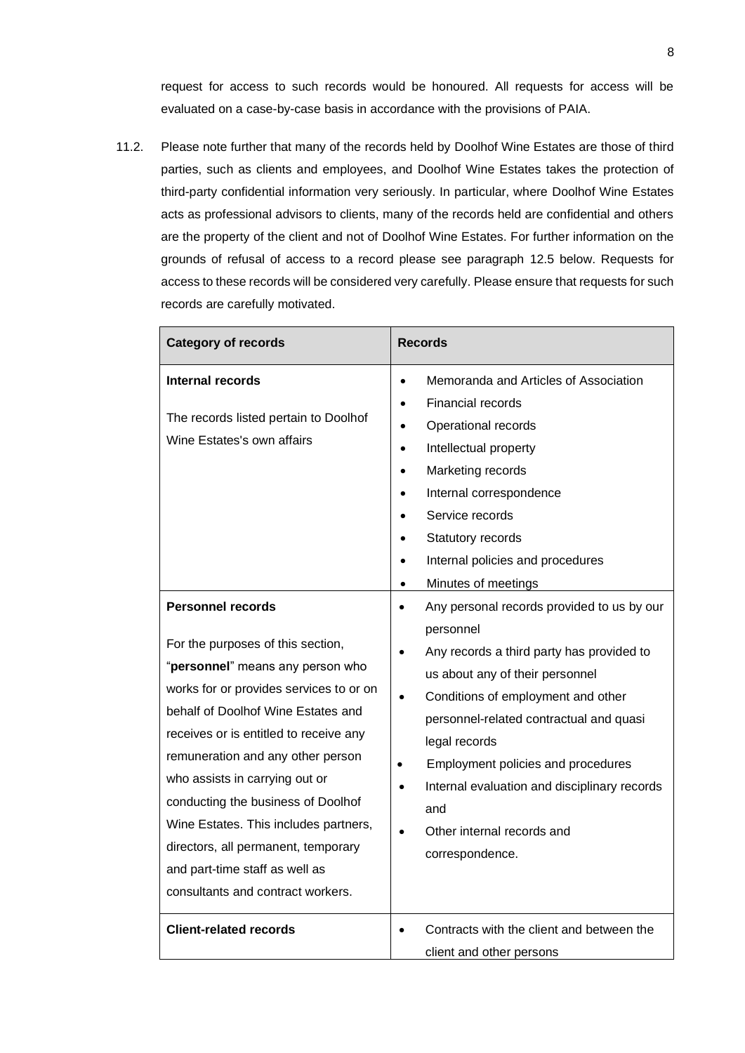request for access to such records would be honoured. All requests for access will be evaluated on a case-by-case basis in accordance with the provisions of PAIA.

11.2. Please note further that many of the records held by Doolhof Wine Estates are those of third parties, such as clients and employees, and Doolhof Wine Estates takes the protection of third-party confidential information very seriously. In particular, where Doolhof Wine Estates acts as professional advisors to clients, many of the records held are confidential and others are the property of the client and not of Doolhof Wine Estates. For further information on the grounds of refusal of access to a record please see paragraph 12.5 below. Requests for access to these records will be considered very carefully. Please ensure that requests for such records are carefully motivated.

| Category of records | Records |
|---|---|
| **Internal records**<br><br>The records listed pertain to Doolhof Wine Estates's own affairs | • Memoranda and Articles of Association<br>• Financial records<br>• Operational records<br>• Intellectual property<br>• Marketing records<br>• Internal correspondence<br>• Service records<br>• Statutory records<br>• Internal policies and procedures<br>• Minutes of meetings |
| **Personnel records**<br><br>For the purposes of this section, "**personnel**" means any person who works for or provides services to or on behalf of Doolhof Wine Estates and receives or is entitled to receive any remuneration and any other person who assists in carrying out or conducting the business of Doolhof Wine Estates. This includes partners, directors, all permanent, temporary and part-time staff as well as consultants and contract workers. | • Any personal records provided to us by our personnel<br>• Any records a third party has provided to us about any of their personnel<br>• Conditions of employment and other personnel-related contractual and quasi legal records<br>• Employment policies and procedures<br>• Internal evaluation and disciplinary records and<br>• Other internal records and correspondence. |
| **Client-related records** | • Contracts with the client and between the client and other persons |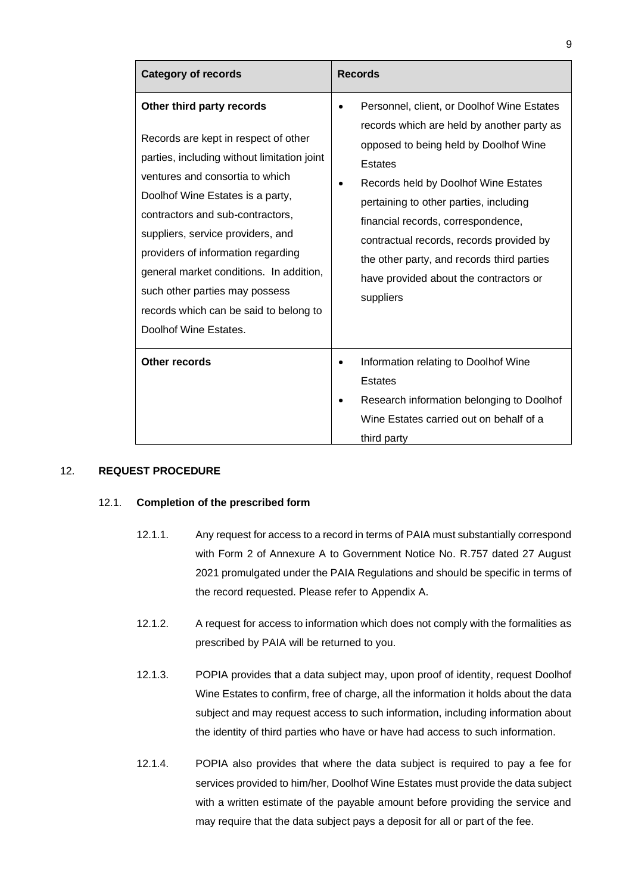| Category of records | Records |
|---|---|
| **Other third party records**<br><br>Records are kept in respect of other parties, including without limitation joint ventures and consortia to which Doolhof Wine Estates is a party, contractors and sub-contractors, suppliers, service providers, and providers of information regarding general market conditions. In addition, such other parties may possess records which can be said to belong to Doolhof Wine Estates. | • Personnel, client, or Doolhof Wine Estates records which are held by another party as opposed to being held by Doolhof Wine Estates<br>• Records held by Doolhof Wine Estates pertaining to other parties, including financial records, correspondence, contractual records, records provided by the other party, and records third parties have provided about the contractors or suppliers |
| **Other records** | • Information relating to Doolhof Wine Estates<br>• Research information belonging to Doolhof Wine Estates carried out on behalf of a third party |

## 12. REQUEST PROCEDURE

### 12.1. Completion of the prescribed form

12.1.1. Any request for access to a record in terms of PAIA must substantially correspond with Form 2 of Annexure A to Government Notice No. R.757 dated 27 August 2021 promulgated under the PAIA Regulations and should be specific in terms of the record requested. Please refer to Appendix A.

12.1.2. A request for access to information which does not comply with the formalities as prescribed by PAIA will be returned to you.

12.1.3. POPIA provides that a data subject may, upon proof of identity, request Doolhof Wine Estates to confirm, free of charge, all the information it holds about the data subject and may request access to such information, including information about the identity of third parties who have or have had access to such information.

12.1.4. POPIA also provides that where the data subject is required to pay a fee for services provided to him/her, Doolhof Wine Estates must provide the data subject with a written estimate of the payable amount before providing the service and may require that the data subject pays a deposit for all or part of the fee.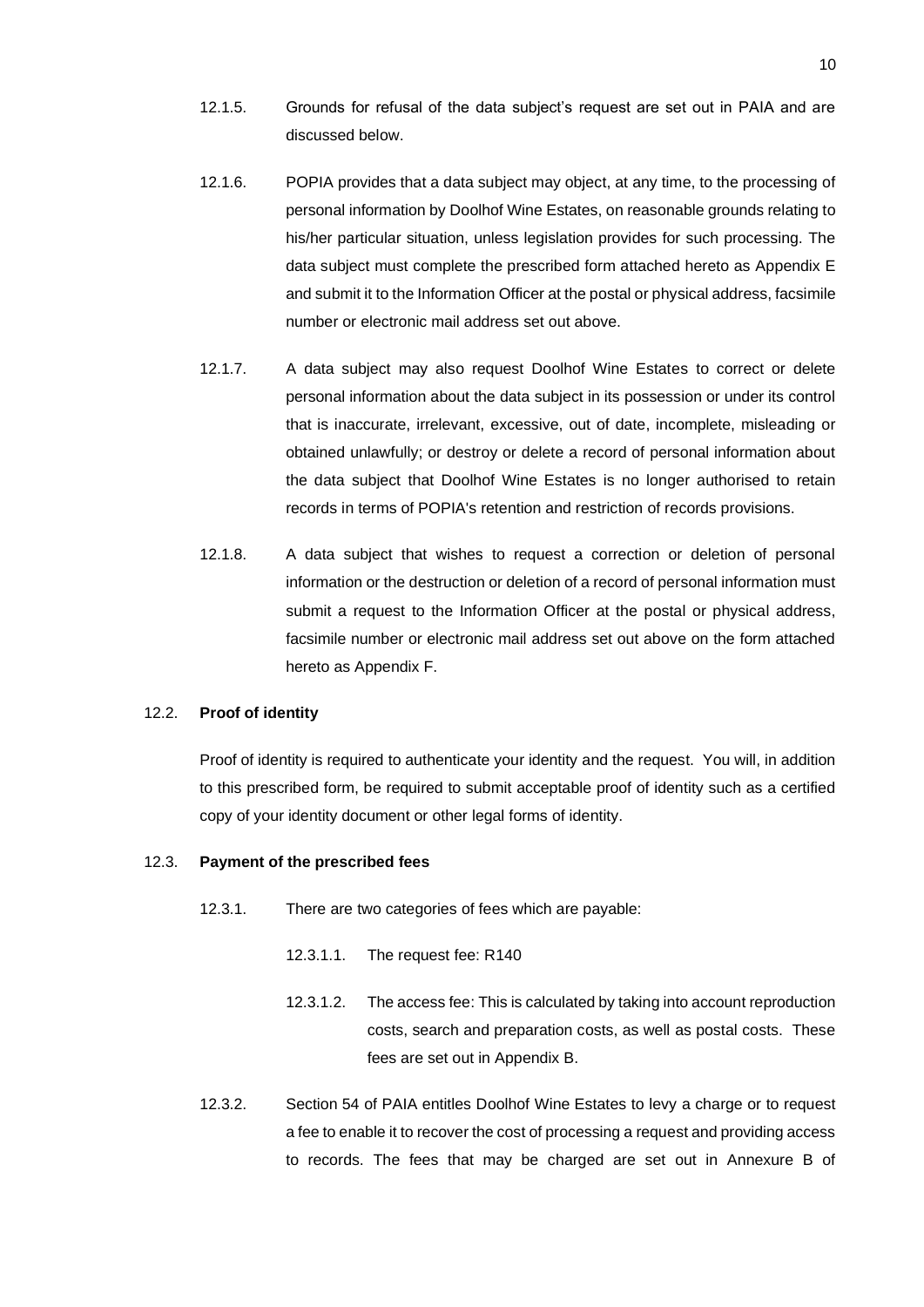12.1.5. Grounds for refusal of the data subject's request are set out in PAIA and are discussed below.

12.1.6. POPIA provides that a data subject may object, at any time, to the processing of personal information by Doolhof Wine Estates, on reasonable grounds relating to his/her particular situation, unless legislation provides for such processing. The data subject must complete the prescribed form attached hereto as Appendix E and submit it to the Information Officer at the postal or physical address, facsimile number or electronic mail address set out above.

12.1.7. A data subject may also request Doolhof Wine Estates to correct or delete personal information about the data subject in its possession or under its control that is inaccurate, irrelevant, excessive, out of date, incomplete, misleading or obtained unlawfully; or destroy or delete a record of personal information about the data subject that Doolhof Wine Estates is no longer authorised to retain records in terms of POPIA's retention and restriction of records provisions.

12.1.8. A data subject that wishes to request a correction or deletion of personal information or the destruction or deletion of a record of personal information must submit a request to the Information Officer at the postal or physical address, facsimile number or electronic mail address set out above on the form attached hereto as Appendix F.

12.2. **Proof of identity**

Proof of identity is required to authenticate your identity and the request. You will, in addition to this prescribed form, be required to submit acceptable proof of identity such as a certified copy of your identity document or other legal forms of identity.

12.3. **Payment of the prescribed fees**

12.3.1. There are two categories of fees which are payable:

12.3.1.1. The request fee: R140

12.3.1.2. The access fee: This is calculated by taking into account reproduction costs, search and preparation costs, as well as postal costs. These fees are set out in Appendix B.

12.3.2. Section 54 of PAIA entitles Doolhof Wine Estates to levy a charge or to request a fee to enable it to recover the cost of processing a request and providing access to records. The fees that may be charged are set out in Annexure B of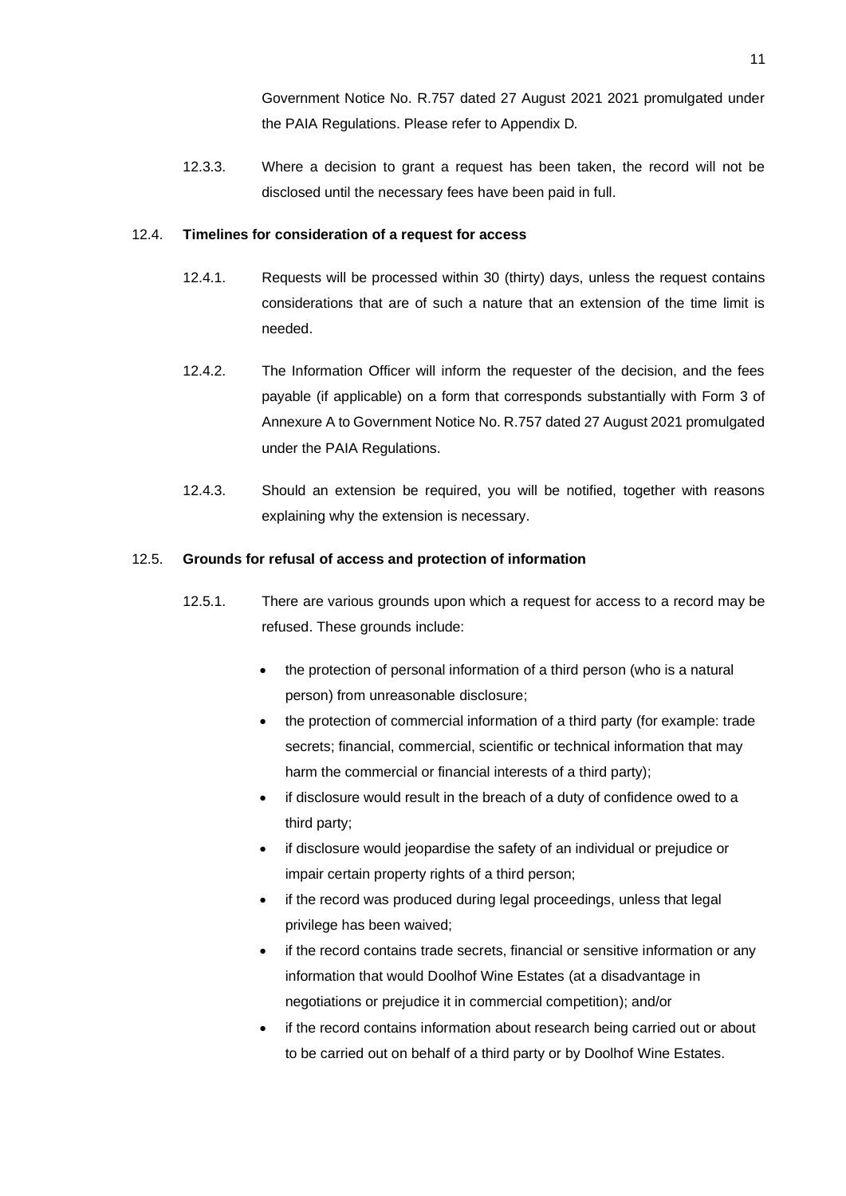Government Notice No. R.757 dated 27 August 2021 2021 promulgated under the PAIA Regulations. Please refer to Appendix D.

12.3.3. Where a decision to grant a request has been taken, the record will not be disclosed until the necessary fees have been paid in full.

12.4. **Timelines for consideration of a request for access**

12.4.1. Requests will be processed within 30 (thirty) days, unless the request contains considerations that are of such a nature that an extension of the time limit is needed.

12.4.2. The Information Officer will inform the requester of the decision, and the fees payable (if applicable) on a form that corresponds substantially with Form 3 of Annexure A to Government Notice No. R.757 dated 27 August 2021 promulgated under the PAIA Regulations.

12.4.3. Should an extension be required, you will be notified, together with reasons explaining why the extension is necessary.

12.5. **Grounds for refusal of access and protection of information**

12.5.1. There are various grounds upon which a request for access to a record may be refused. These grounds include:

- the protection of personal information of a third person (who is a natural person) from unreasonable disclosure;
- the protection of commercial information of a third party (for example: trade secrets; financial, commercial, scientific or technical information that may harm the commercial or financial interests of a third party);
- if disclosure would result in the breach of a duty of confidence owed to a third party;
- if disclosure would jeopardise the safety of an individual or prejudice or impair certain property rights of a third person;
- if the record was produced during legal proceedings, unless that legal privilege has been waived;
- if the record contains trade secrets, financial or sensitive information or any information that would Doolhof Wine Estates (at a disadvantage in negotiations or prejudice it in commercial competition); and/or
- if the record contains information about research being carried out or about to be carried out on behalf of a third party or by Doolhof Wine Estates.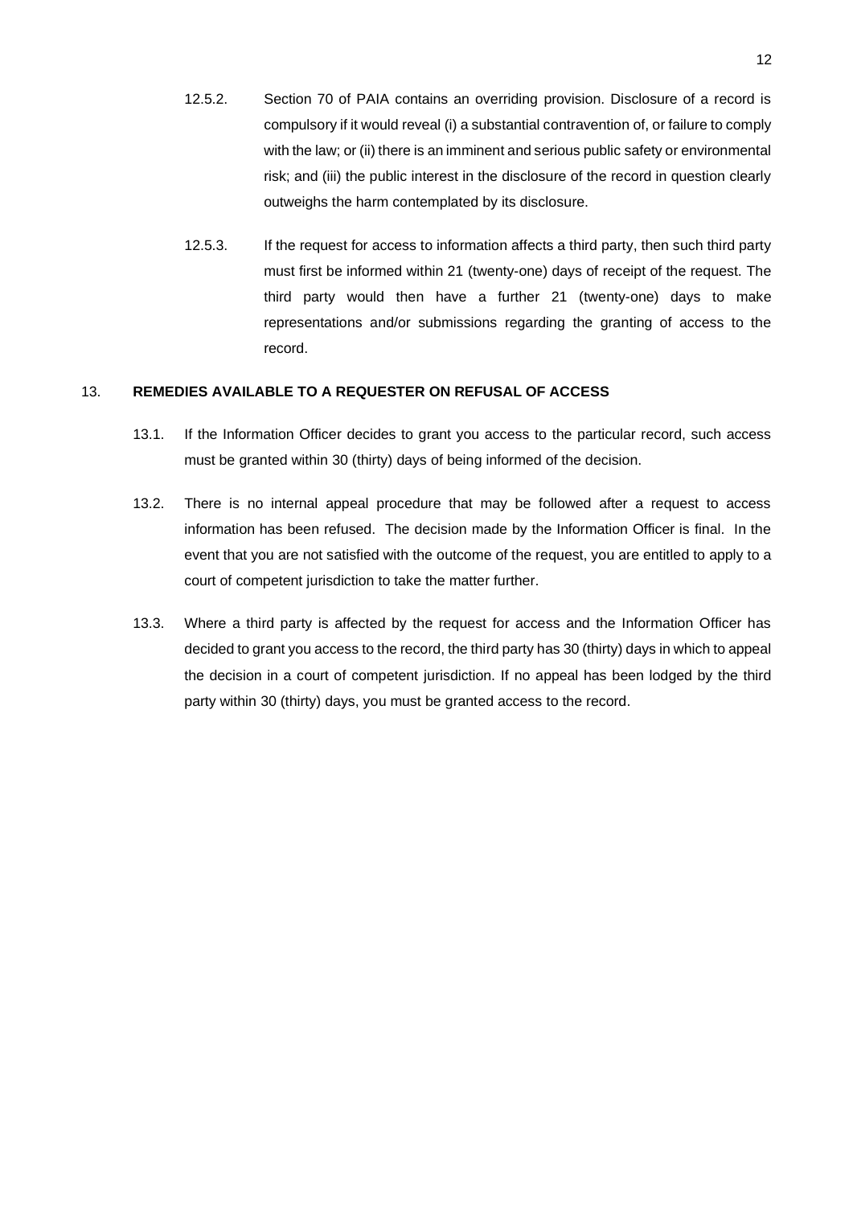12.5.2. Section 70 of PAIA contains an overriding provision. Disclosure of a record is compulsory if it would reveal (i) a substantial contravention of, or failure to comply with the law; or (ii) there is an imminent and serious public safety or environmental risk; and (iii) the public interest in the disclosure of the record in question clearly outweighs the harm contemplated by its disclosure.

12.5.3. If the request for access to information affects a third party, then such third party must first be informed within 21 (twenty-one) days of receipt of the request. The third party would then have a further 21 (twenty-one) days to make representations and/or submissions regarding the granting of access to the record.

## 13. REMEDIES AVAILABLE TO A REQUESTER ON REFUSAL OF ACCESS

13.1. If the Information Officer decides to grant you access to the particular record, such access must be granted within 30 (thirty) days of being informed of the decision.

13.2. There is no internal appeal procedure that may be followed after a request to access information has been refused. The decision made by the Information Officer is final. In the event that you are not satisfied with the outcome of the request, you are entitled to apply to a court of competent jurisdiction to take the matter further.

13.3. Where a third party is affected by the request for access and the Information Officer has decided to grant you access to the record, the third party has 30 (thirty) days in which to appeal the decision in a court of competent jurisdiction. If no appeal has been lodged by the third party within 30 (thirty) days, you must be granted access to the record.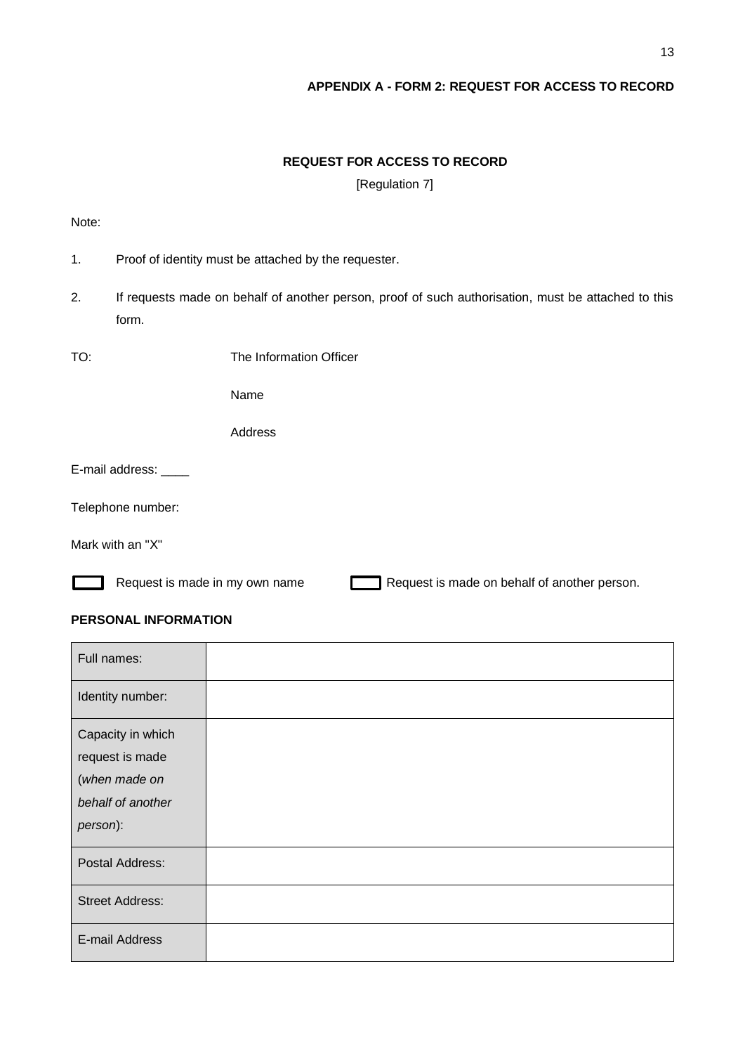**APPENDIX A - FORM 2: REQUEST FOR ACCESS TO RECORD**

**REQUEST FOR ACCESS TO RECORD**

[Regulation 7]

Note:

1. Proof of identity must be attached by the requester.
2. If requests made on behalf of another person, proof of such authorisation, must be attached to this form.

TO: The Information Officer

Name

Address

E-mail address: ____

Telephone number:

Mark with an "X"

☐ Request is made in my own name ☐ Request is made on behalf of another person.

**PERSONAL INFORMATION**

| Full names: | |
|---|---|
| Identity number: | |
| Capacity in which request is made (*when made on behalf of another person*): | |
| Postal Address: | |
| Street Address: | |
| E-mail Address | |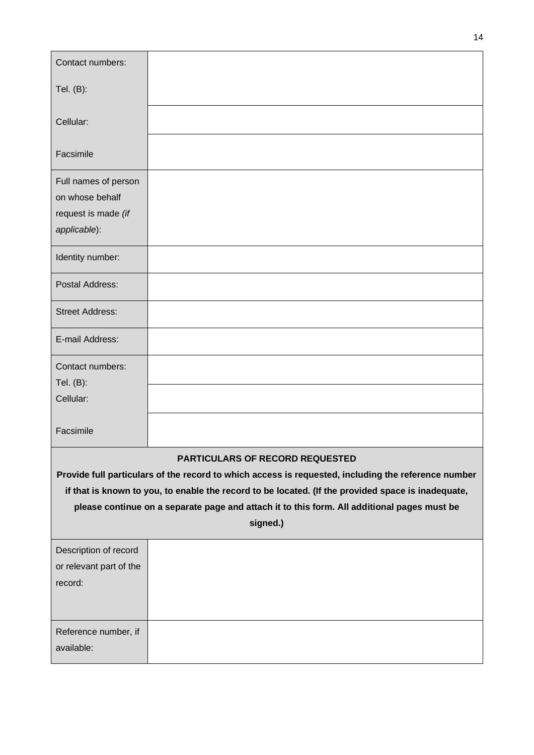| Contact numbers: | |
|---|---|
| Tel. (B): | |
| Cellular: | |
| Facsimile | |
| Full names of person on whose behalf request is made *(if applicable)*: | |
| Identity number: | |
| Postal Address: | |
| Street Address: | |
| E-mail Address: | |
| Contact numbers: Tel. (B): | |
| Cellular: | |
| Facsimile | |

**PARTICULARS OF RECORD REQUESTED**

**Provide full particulars of the record to which access is requested, including the reference number if that is known to you, to enable the record to be located. (If the provided space is inadequate, please continue on a separate page and attach it to this form. All additional pages must be signed.)**

| Description of record or relevant part of the record: | |
|---|---|
| Reference number, if available: | |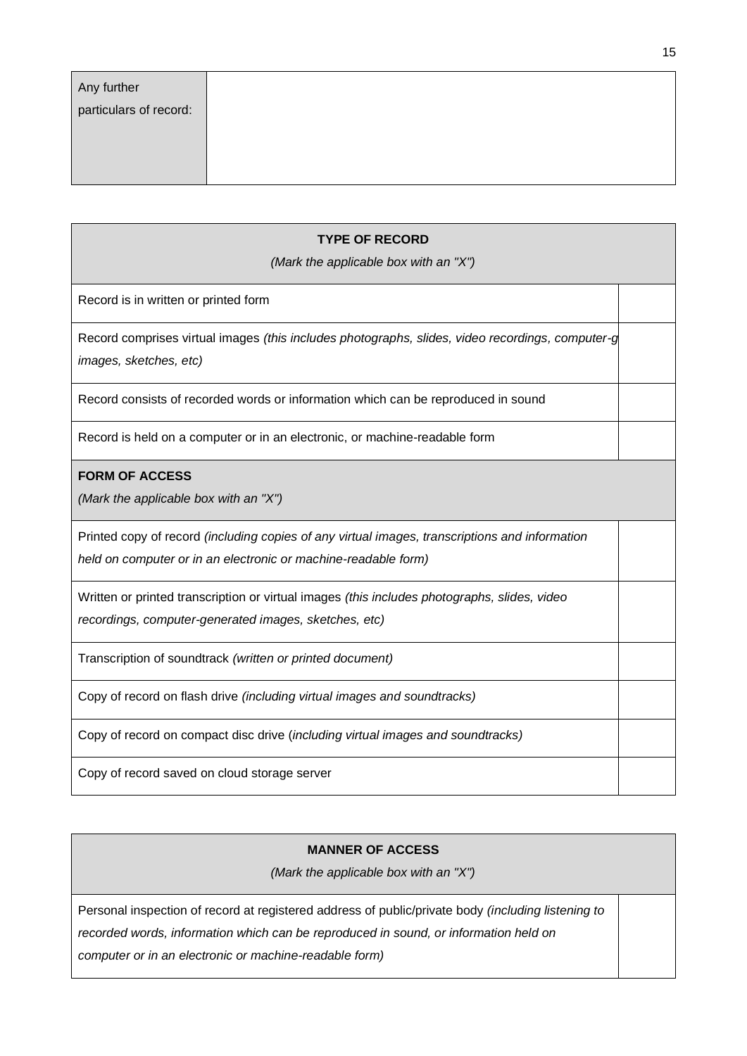| Any further particulars of record: | |
|---|---|

| **TYPE OF RECORD**<br>*(Mark the applicable box with an "X")* | |
|---|---|
| Record is in written or printed form | |
| Record comprises virtual images *(this includes photographs, slides, video recordings, computer-g images, sketches, etc)* | |
| Record consists of recorded words or information which can be reproduced in sound | |
| Record is held on a computer or in an electronic, or machine-readable form | |
| **FORM OF ACCESS**<br>*(Mark the applicable box with an "X")* | |
| Printed copy of record *(including copies of any virtual images, transcriptions and information held on computer or in an electronic or machine-readable form)* | |
| Written or printed transcription or virtual images *(this includes photographs, slides, video recordings, computer-generated images, sketches, etc)* | |
| Transcription of soundtrack *(written or printed document)* | |
| Copy of record on flash drive *(including virtual images and soundtracks)* | |
| Copy of record on compact disc drive (*including virtual images and soundtracks)* | |
| Copy of record saved on cloud storage server | |

| **MANNER OF ACCESS**<br>*(Mark the applicable box with an "X")* | |
|---|---|
| Personal inspection of record at registered address of public/private body *(including listening to recorded words, information which can be reproduced in sound, or information held on computer or in an electronic or machine-readable form)* | |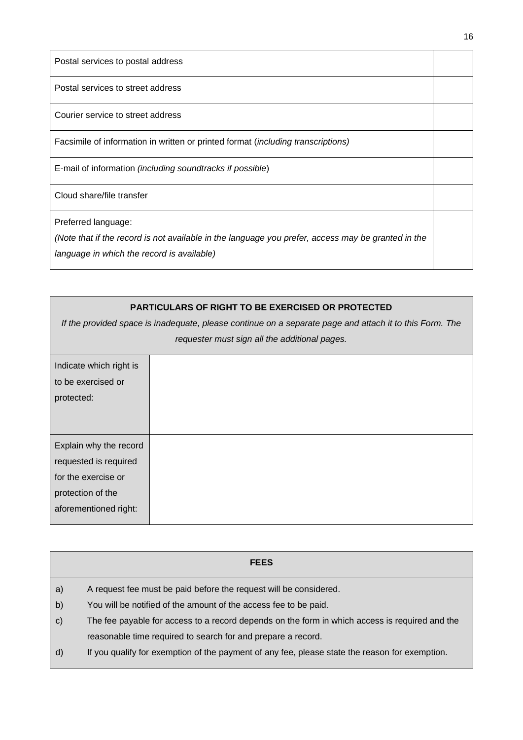| | |
|---|---|
| Postal services to postal address | |
| Postal services to street address | |
| Courier service to street address | |
| Facsimile of information in written or printed format (*including transcriptions)* | |
| E-mail of information *(including soundtracks if possible*) | |
| Cloud share/file transfer | |
| Preferred language:<br>*(Note that if the record is not available in the language you prefer, access may be granted in the language in which the record is available)* | |

| **PARTICULARS OF RIGHT TO BE EXERCISED OR PROTECTED**<br>*If the provided space is inadequate, please continue on a separate page and attach it to this Form. The requester must sign all the additional pages.* | |
|---|---|
| Indicate which right is to be exercised or protected: | |
| Explain why the record requested is required for the exercise or protection of the aforementioned right: | |

| **FEES** | |
|---|---|
| a) | A request fee must be paid before the request will be considered. |
| b) | You will be notified of the amount of the access fee to be paid. |
| c) | The fee payable for access to a record depends on the form in which access is required and the reasonable time required to search for and prepare a record. |
| d) | If you qualify for exemption of the payment of any fee, please state the reason for exemption. |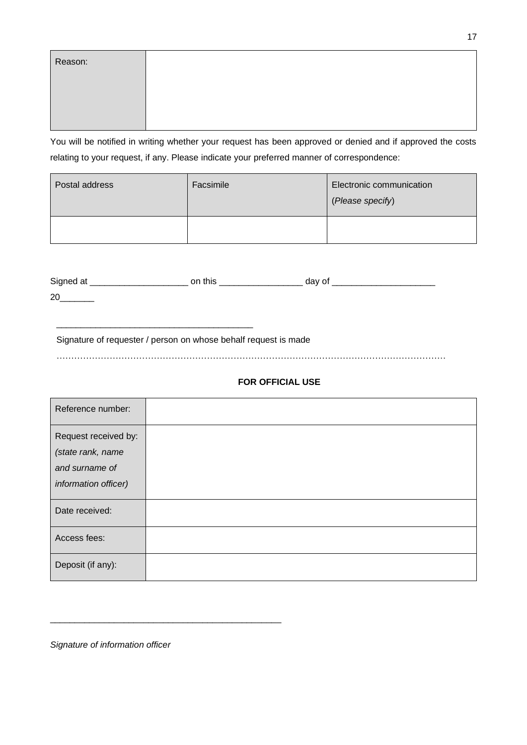| Reason: | |
|---|---|

You will be notified in writing whether your request has been approved or denied and if approved the costs relating to your request, if any. Please indicate your preferred manner of correspondence:

| Postal address | Facsimile | Electronic communication (*Please specify*) |
|---|---|---|
| | | |

Signed at ____________________ on this _________________ day of _____________________ 20_______

________________________________________

Signature of requester / person on whose behalf request is made

……………………………………………………………………………………………………………………

**FOR OFFICIAL USE**

| Reference number: | |
|---|---|
| Request received by: *(state rank, name and surname of information officer)* | |
| Date received: | |
| Access fees: | |
| Deposit (if any): | |

________________________________________________

*Signature of information officer*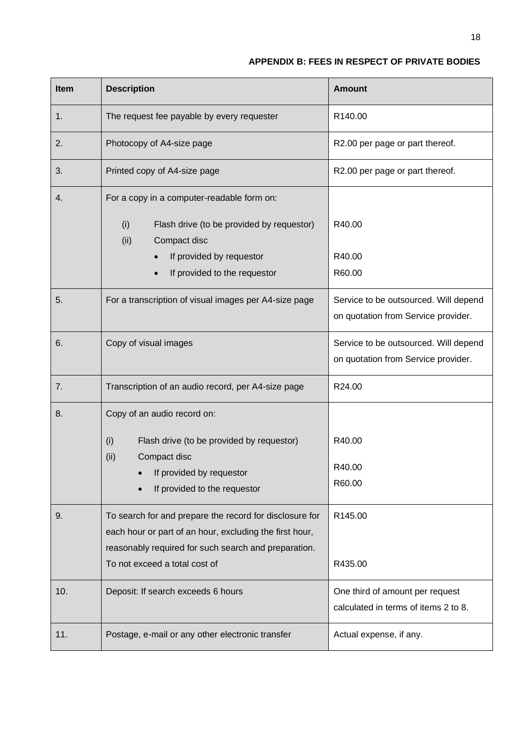## APPENDIX B: FEES IN RESPECT OF PRIVATE BODIES

| Item | Description | Amount |
|---|---|---|
| 1. | The request fee payable by every requester | R140.00 |
| 2. | Photocopy of A4-size page | R2.00 per page or part thereof. |
| 3. | Printed copy of A4-size page | R2.00 per page or part thereof. |
| 4. | For a copy in a computer-readable form on:<br>(i) Flash drive (to be provided by requestor)<br>(ii) Compact disc<br>• If provided by requestor<br>• If provided to the requestor | <br>R40.00<br><br>R40.00<br>R60.00 |
| 5. | For a transcription of visual images per A4-size page | Service to be outsourced. Will depend on quotation from Service provider. |
| 6. | Copy of visual images | Service to be outsourced. Will depend on quotation from Service provider. |
| 7. | Transcription of an audio record, per A4-size page | R24.00 |
| 8. | Copy of an audio record on:<br>(i) Flash drive (to be provided by requestor)<br>(ii) Compact disc<br>• If provided by requestor<br>• If provided to the requestor | <br>R40.00<br><br>R40.00<br>R60.00 |
| 9. | To search for and prepare the record for disclosure for each hour or part of an hour, excluding the first hour, reasonably required for such search and preparation.<br>To not exceed a total cost of | R145.00<br><br><br>R435.00 |
| 10. | Deposit: If search exceeds 6 hours | One third of amount per request calculated in terms of items 2 to 8. |
| 11. | Postage, e-mail or any other electronic transfer | Actual expense, if any. |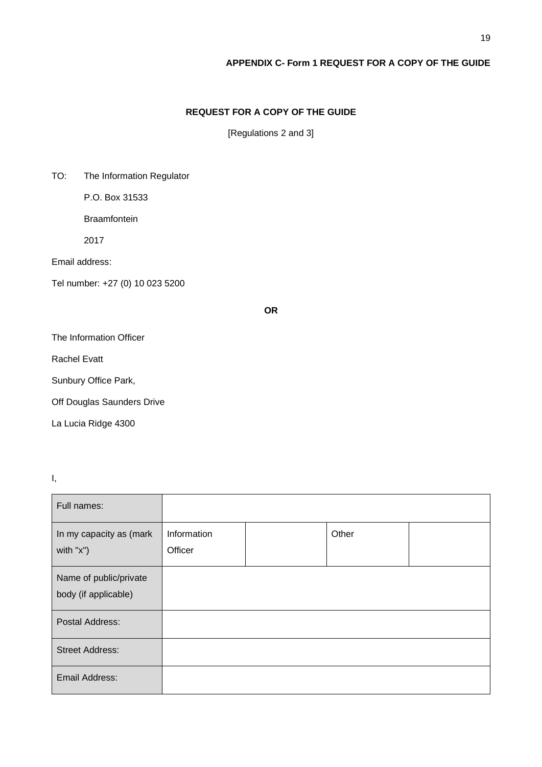**APPENDIX C- Form 1 REQUEST FOR A COPY OF THE GUIDE**

**REQUEST FOR A COPY OF THE GUIDE**

[Regulations 2 and 3]

TO: The Information Regulator

P.O. Box 31533

Braamfontein

2017

Email address:

Tel number: +27 (0) 10 023 5200

**OR**

The Information Officer

Rachel Evatt

Sunbury Office Park,

Off Douglas Saunders Drive

La Lucia Ridge 4300

I,

| Full names: | | | | |
|---|---|---|---|---|
| In my capacity as (mark with "x") | Information Officer | | Other | |
| Name of public/private body (if applicable) | | | | |
| Postal Address: | | | | |
| Street Address: | | | | |
| Email Address: | | | | |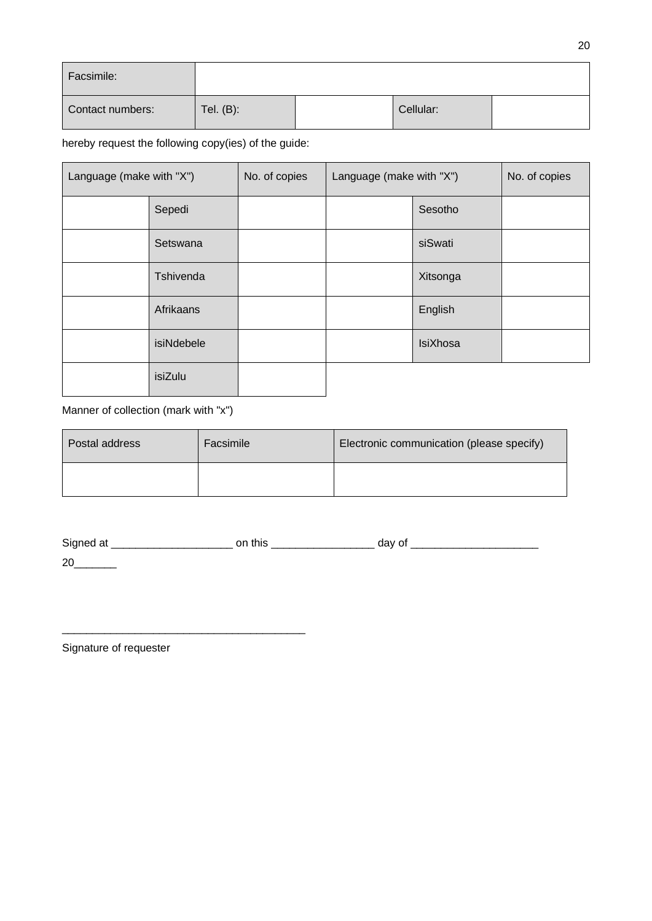| Facsimile: | | | | |
|---|---|---|---|---|
| Contact numbers: | Tel. (B): | | Cellular: | |

hereby request the following copy(ies) of the guide:

| Language (make with "X") | | No. of copies | Language (make with "X") | | No. of copies |
|---|---|---|---|---|---|
| | Sepedi | | | Sesotho | |
| | Setswana | | | siSwati | |
| | Tshivenda | | | Xitsonga | |
| | Afrikaans | | | English | |
| | isiNdebele | | | IsiXhosa | |
| | isiZulu | | | | |

Manner of collection (mark with "x")

| Postal address | Facsimile | Electronic communication (please specify) |
|---|---|---|
| | | |

Signed at ____________________ on this _________________ day of _____________________ 20_______

________________________________________

Signature of requester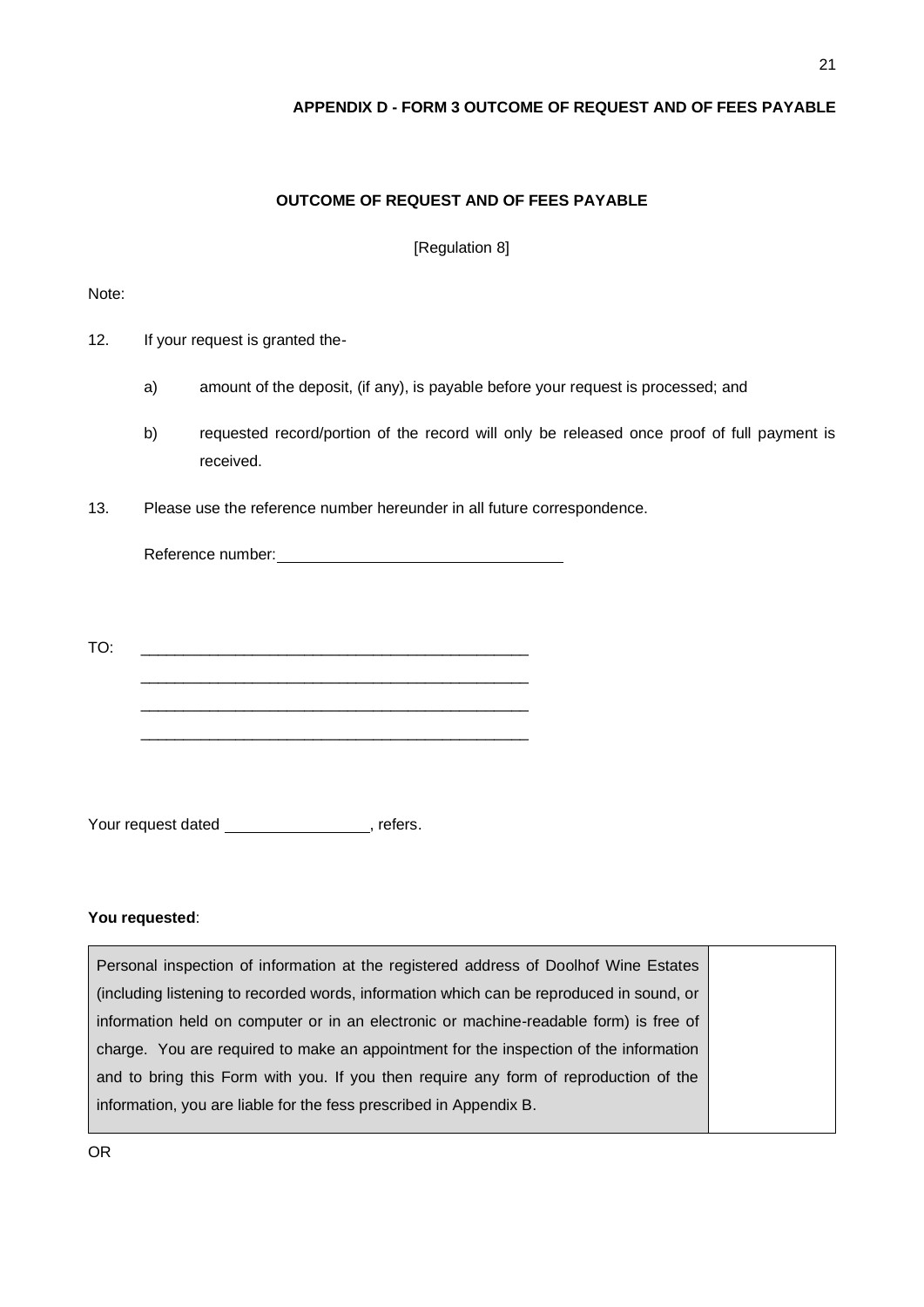**APPENDIX D - FORM 3 OUTCOME OF REQUEST AND OF FEES PAYABLE**

**OUTCOME OF REQUEST AND OF FEES PAYABLE**

[Regulation 8]

Note:

12. If your request is granted the-

    a) amount of the deposit, (if any), is payable before your request is processed; and

    b) requested record/portion of the record will only be released once proof of full payment is received.

13. Please use the reference number hereunder in all future correspondence.

    Reference number: ________________________________

TO: _____________________________________________
_____________________________________________
_____________________________________________
_____________________________________________

Your request dated ________________, refers.

**You requested**:

| Personal inspection of information at the registered address of Doolhof Wine Estates (including listening to recorded words, information which can be reproduced in sound, or information held on computer or in an electronic or machine-readable form) is free of charge. You are required to make an appointment for the inspection of the information and to bring this Form with you. If you then require any form of reproduction of the information, you are liable for the fess prescribed in Appendix B. | |
|---|---|

OR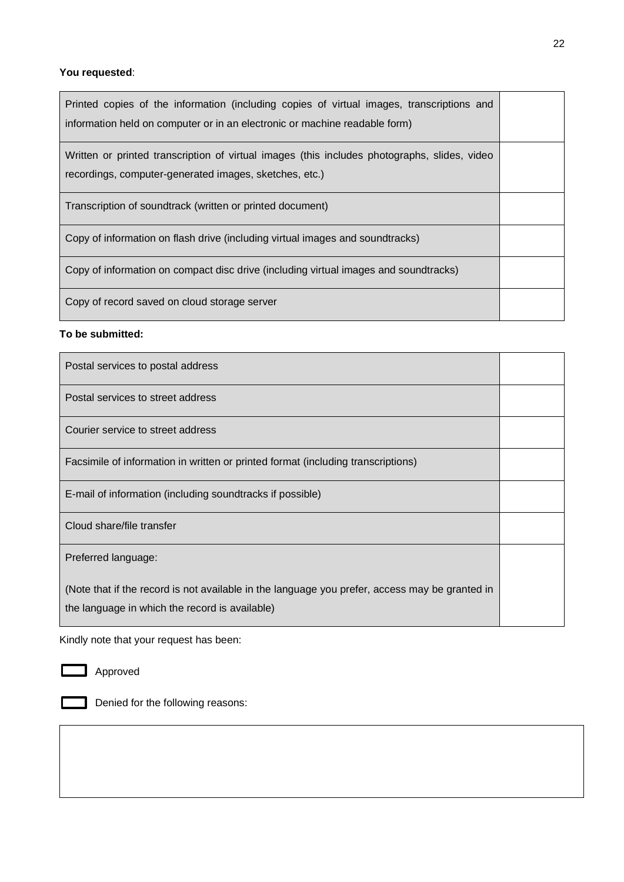**You requested**:

| | |
|---|---|
| Printed copies of the information (including copies of virtual images, transcriptions and information held on computer or in an electronic or machine readable form) | |
| Written or printed transcription of virtual images (this includes photographs, slides, video recordings, computer-generated images, sketches, etc.) | |
| Transcription of soundtrack (written or printed document) | |
| Copy of information on flash drive (including virtual images and soundtracks) | |
| Copy of information on compact disc drive (including virtual images and soundtracks) | |
| Copy of record saved on cloud storage server | |

**To be submitted:**

| | |
|---|---|
| Postal services to postal address | |
| Postal services to street address | |
| Courier service to street address | |
| Facsimile of information in written or printed format (including transcriptions) | |
| E-mail of information (including soundtracks if possible) | |
| Cloud share/file transfer | |
| Preferred language:<br><br>(Note that if the record is not available in the language you prefer, access may be granted in the language in which the record is available) | |

Kindly note that your request has been:

☐ Approved

☐ Denied for the following reasons:

| |
|---|
| |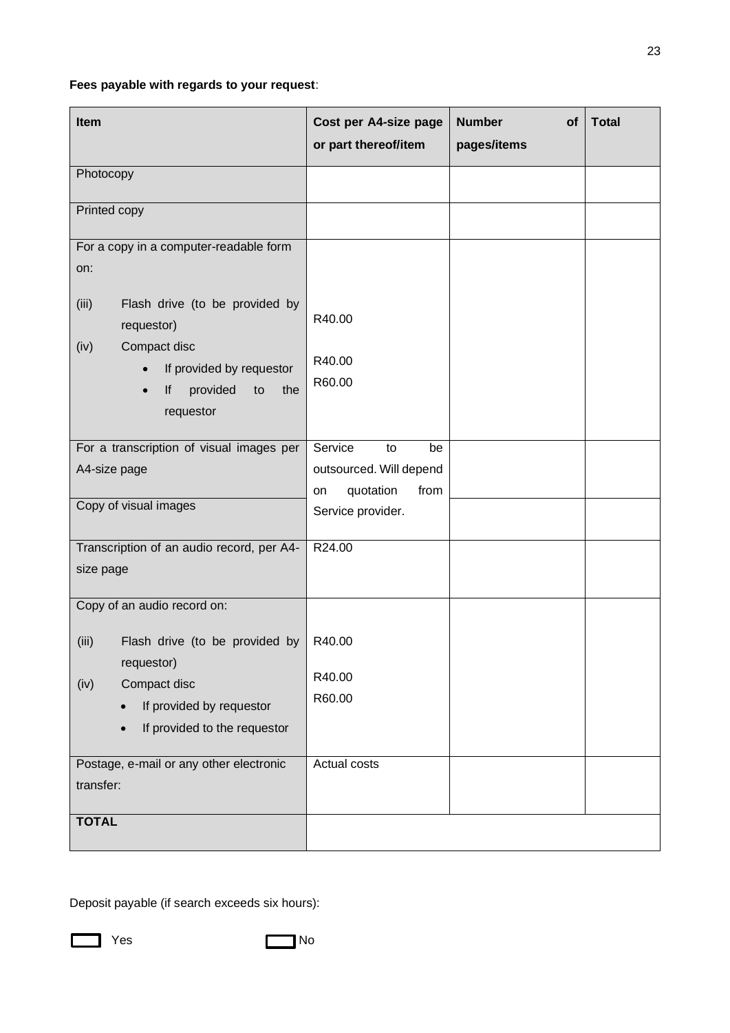**Fees payable with regards to your request**:

| Item | Cost per A4-size page or part thereof/item | Number of pages/items | Total |
|---|---|---|---|
| Photocopy | | | |
| Printed copy | | | |
| For a copy in a computer-readable form on:<br>(iii) Flash drive (to be provided by requestor)<br>(iv) Compact disc<br>• If provided by requestor<br>• If provided to the requestor | <br><br>R40.00<br><br>R40.00<br>R60.00 | | |
| For a transcription of visual images per A4-size page | Service to be outsourced. Will depend on quotation from Service provider. | | |
| Copy of visual images | | | |
| Transcription of an audio record, per A4-size page | R24.00 | | |
| Copy of an audio record on:<br>(iii) Flash drive (to be provided by requestor)<br>(iv) Compact disc<br>• If provided by requestor<br>• If provided to the requestor | <br>R40.00<br><br>R40.00<br>R60.00 | | |
| Postage, e-mail or any other electronic transfer: | Actual costs | | |
| **TOTAL** | | | |

Deposit payable (if search exceeds six hours):

☐ Yes ☐ No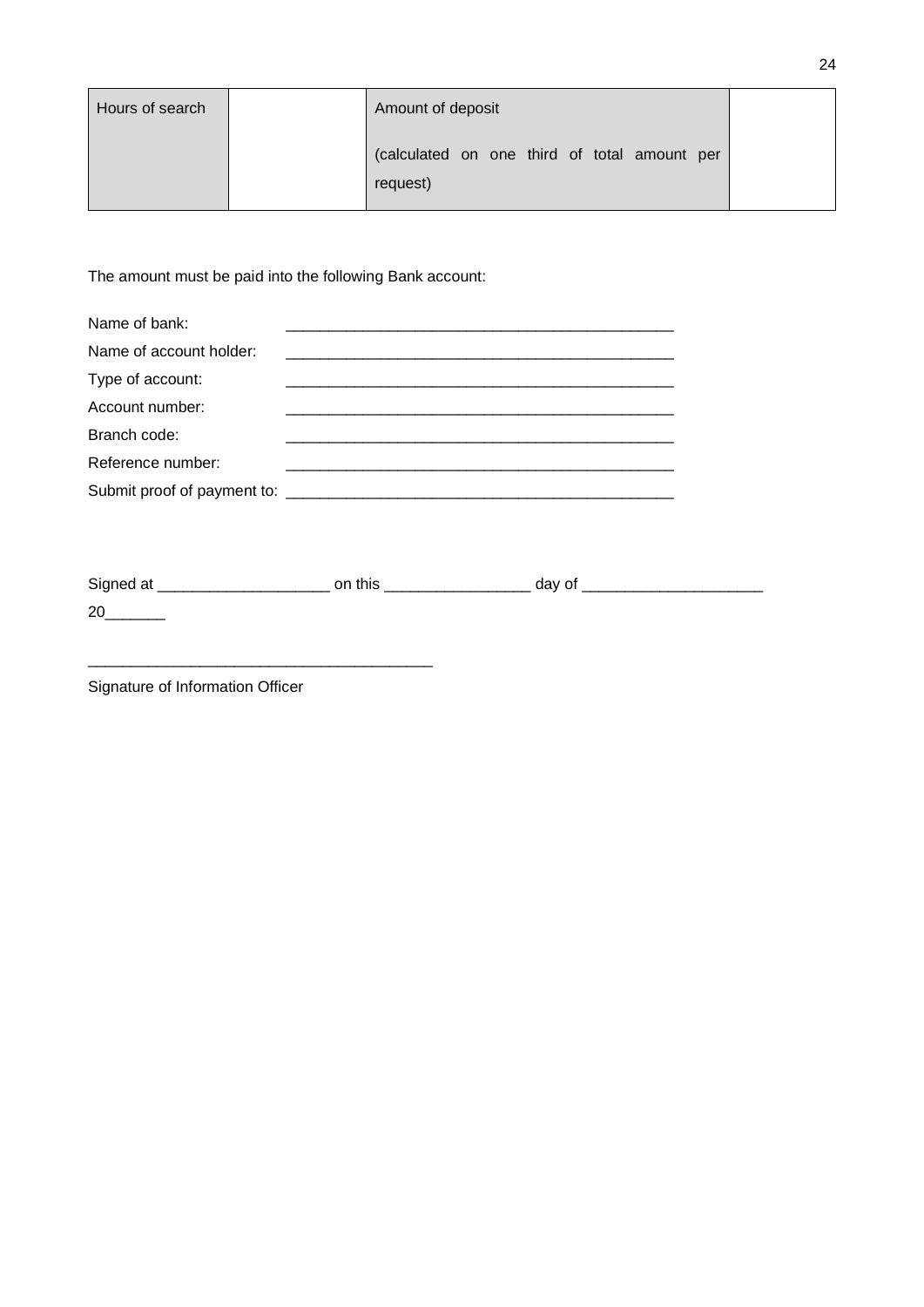| Hours of search | | Amount of deposit<br><br>(calculated on one third of total amount per request) | |
|---|---|---|---|

The amount must be paid into the following Bank account:

Name of bank: ______________________________________________

Name of account holder: ______________________________________________

Type of account: ______________________________________________

Account number: ______________________________________________

Branch code: ______________________________________________

Reference number: ______________________________________________

Submit proof of payment to: ______________________________________________

Signed at ____________________ on this _________________ day of _____________________ 20_______

________________________________________

Signature of Information Officer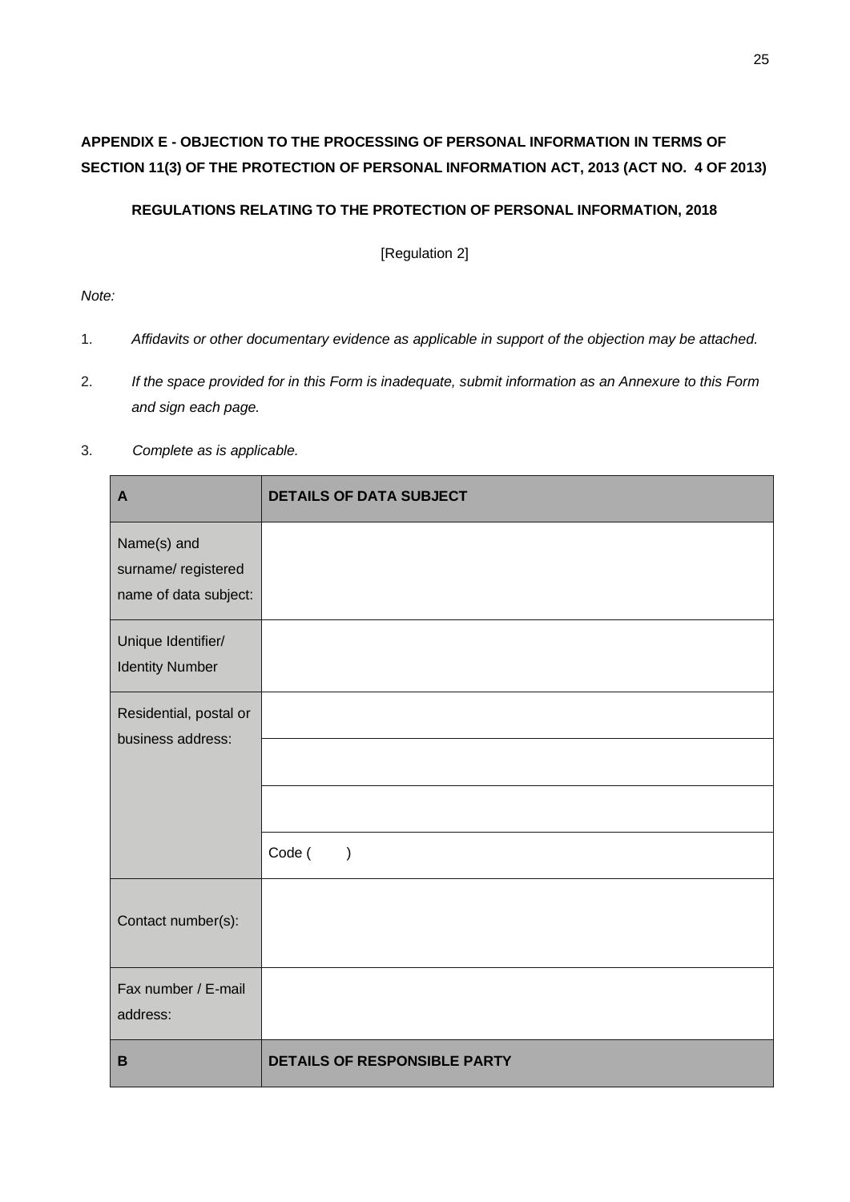**APPENDIX E - OBJECTION TO THE PROCESSING OF PERSONAL INFORMATION IN TERMS OF SECTION 11(3) OF THE PROTECTION OF PERSONAL INFORMATION ACT, 2013 (ACT NO. 4 OF 2013)**

**REGULATIONS RELATING TO THE PROTECTION OF PERSONAL INFORMATION, 2018**

[Regulation 2]

*Note:*

1. *Affidavits or other documentary evidence as applicable in support of the objection may be attached.*
2. *If the space provided for in this Form is inadequate, submit information as an Annexure to this Form and sign each page.*
3. *Complete as is applicable.*

| **A** | **DETAILS OF DATA SUBJECT** |
|---|---|
| Name(s) and surname/ registered name of data subject: | |
| Unique Identifier/ Identity Number | |
| Residential, postal or business address: | |
| | |
| | |
| | Code (        ) |
| Contact number(s): | |
| Fax number / E-mail address: | |
| **B** | **DETAILS OF RESPONSIBLE PARTY** |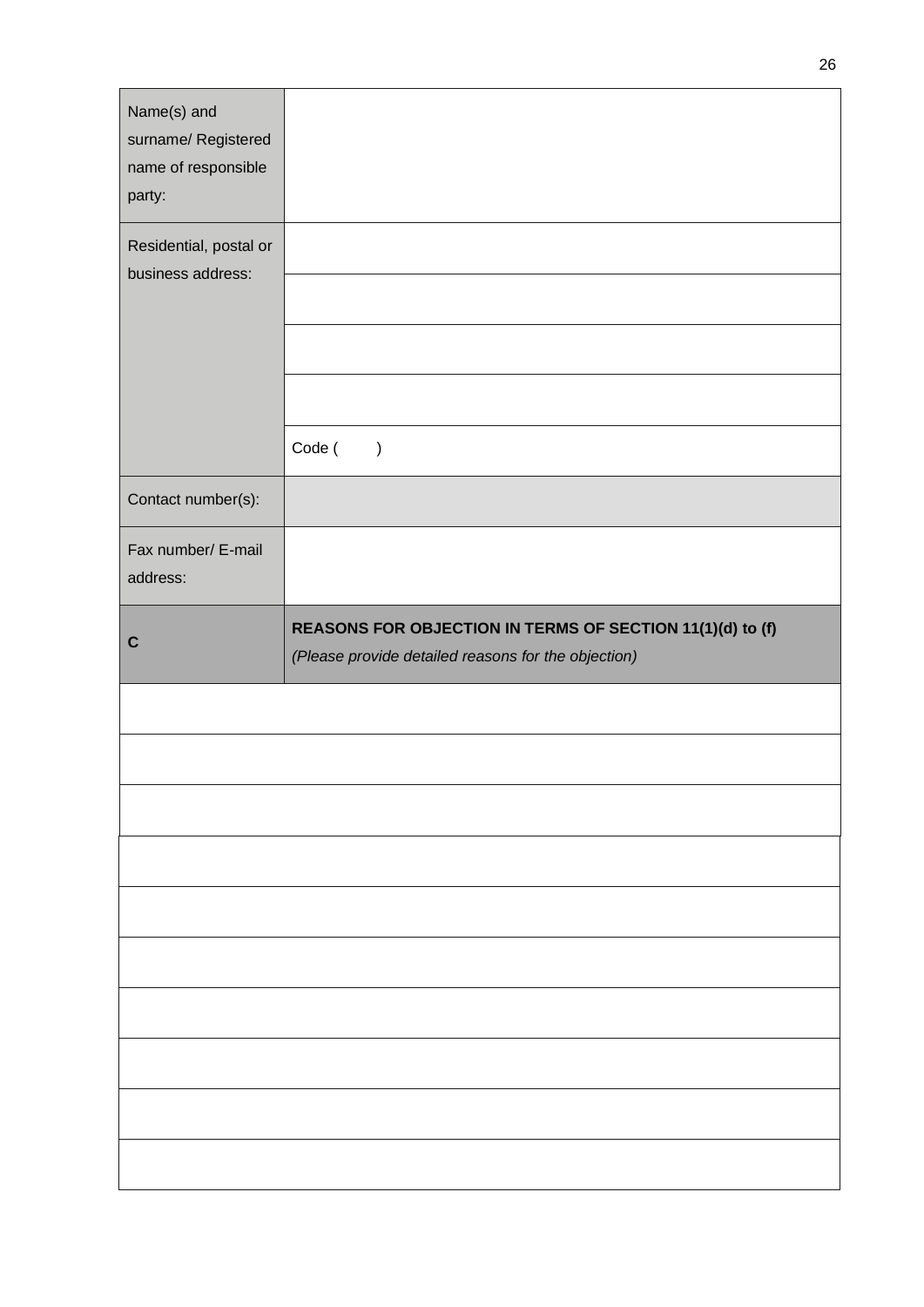| Name(s) and surname/ Registered name of responsible party: | |
|---|---|
| Residential, postal or business address: | |
| | |
| | |
| | |
| | Code (      ) |
| Contact number(s): | |
| Fax number/ E-mail address: | |
| **C** | **REASONS FOR OBJECTION IN TERMS OF SECTION 11(1)(d) to (f)** *(Please provide detailed reasons for the objection)* |
| | |
| | |
| | |
| | |
| | |
| | |
| | |
| | |
| | |
| | |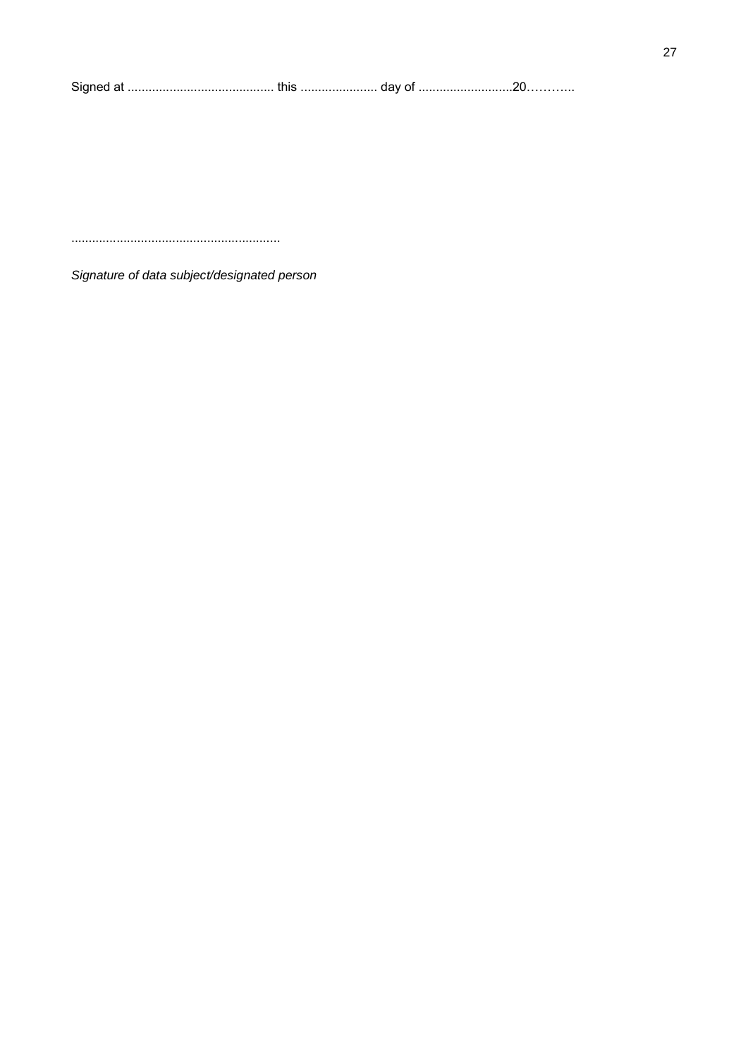Signed at .......................................... this ...................... day of ...........................20………..

............................................................

*Signature of data subject/designated person*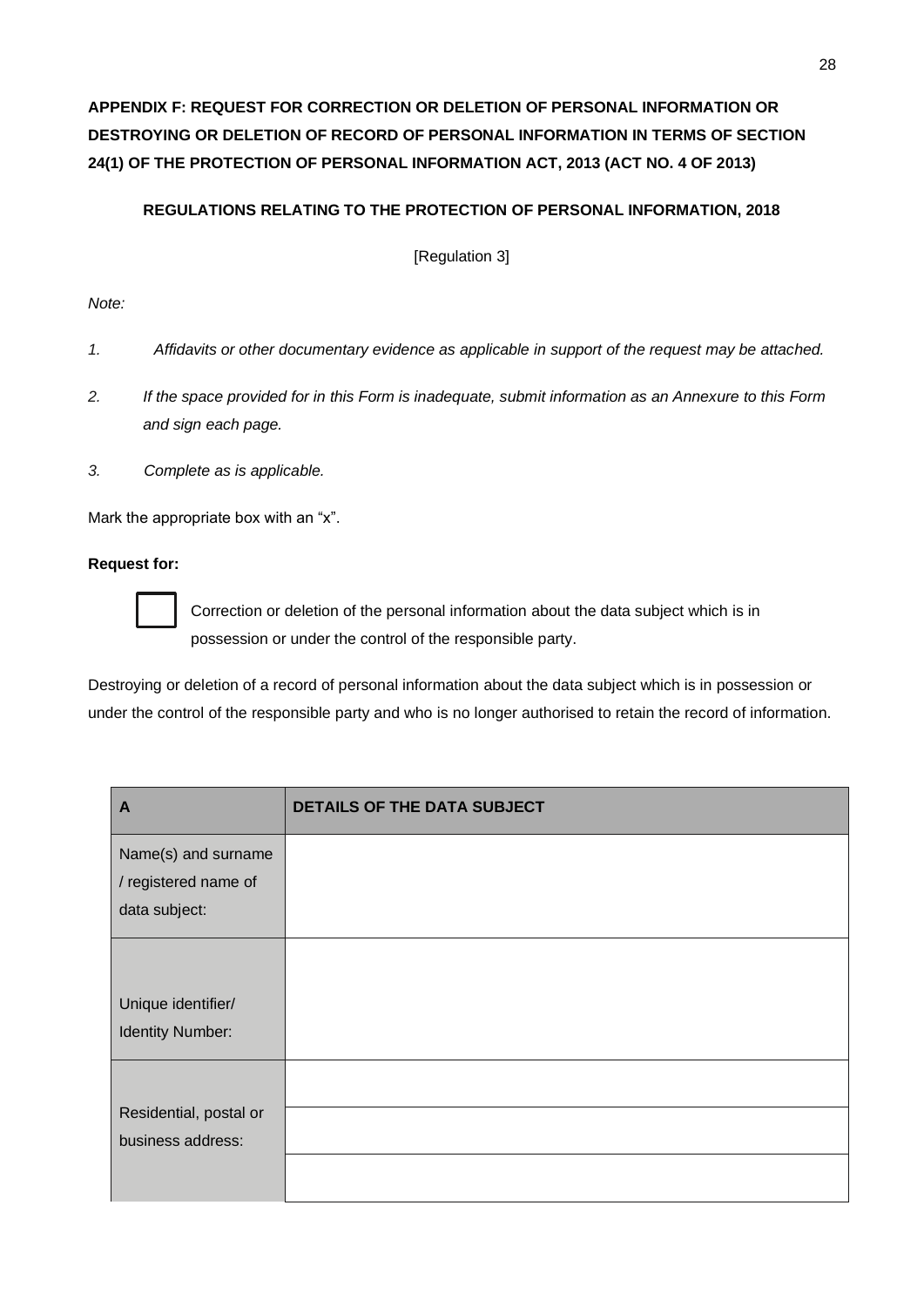**APPENDIX F: REQUEST FOR CORRECTION OR DELETION OF PERSONAL INFORMATION OR DESTROYING OR DELETION OF RECORD OF PERSONAL INFORMATION IN TERMS OF SECTION 24(1) OF THE PROTECTION OF PERSONAL INFORMATION ACT, 2013 (ACT NO. 4 OF 2013)**

**REGULATIONS RELATING TO THE PROTECTION OF PERSONAL INFORMATION, 2018**

[Regulation 3]

*Note:*

1. *Affidavits or other documentary evidence as applicable in support of the request may be attached.*
2. *If the space provided for in this Form is inadequate, submit information as an Annexure to this Form and sign each page.*
3. *Complete as is applicable.*

Mark the appropriate box with an "x".

**Request for:**

☐ Correction or deletion of the personal information about the data subject which is in possession or under the control of the responsible party.

Destroying or deletion of a record of personal information about the data subject which is in possession or under the control of the responsible party and who is no longer authorised to retain the record of information.

| A | DETAILS OF THE DATA SUBJECT |
|---|---|
| Name(s) and surname / registered name of data subject: | |
| Unique identifier/ Identity Number: | |
| Residential, postal or business address: | |
| | |
| | |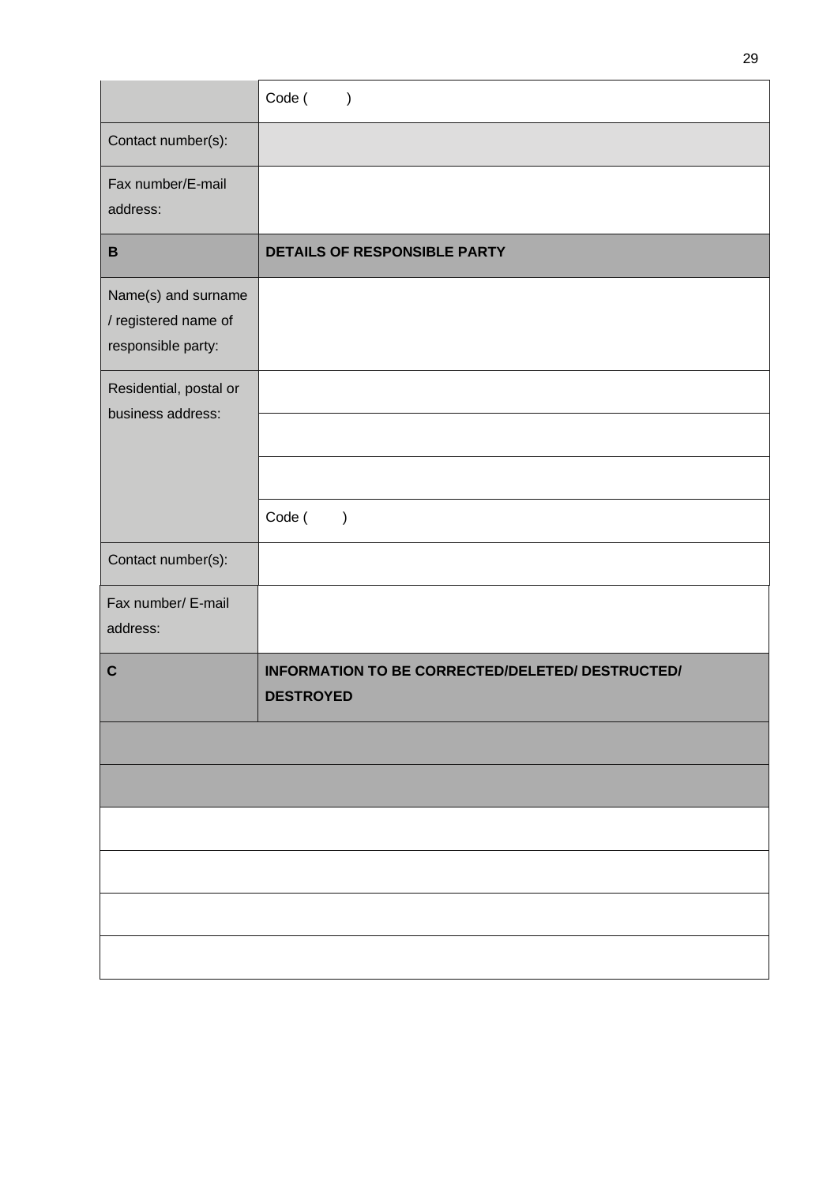| | |
|---|---|
| | Code ( ) |
| Contact number(s): | |
| Fax number/E-mail address: | |
| **B** | **DETAILS OF RESPONSIBLE PARTY** |
| Name(s) and surname / registered name of responsible party: | |
| Residential, postal or business address: | |
| | |
| | |
| | Code ( ) |
| Contact number(s): | |
| Fax number/ E-mail address: | |
| **C** | **INFORMATION TO BE CORRECTED/DELETED/ DESTRUCTED/ DESTROYED** |
| | |
| | |
| | |
| | |
| | |
| | |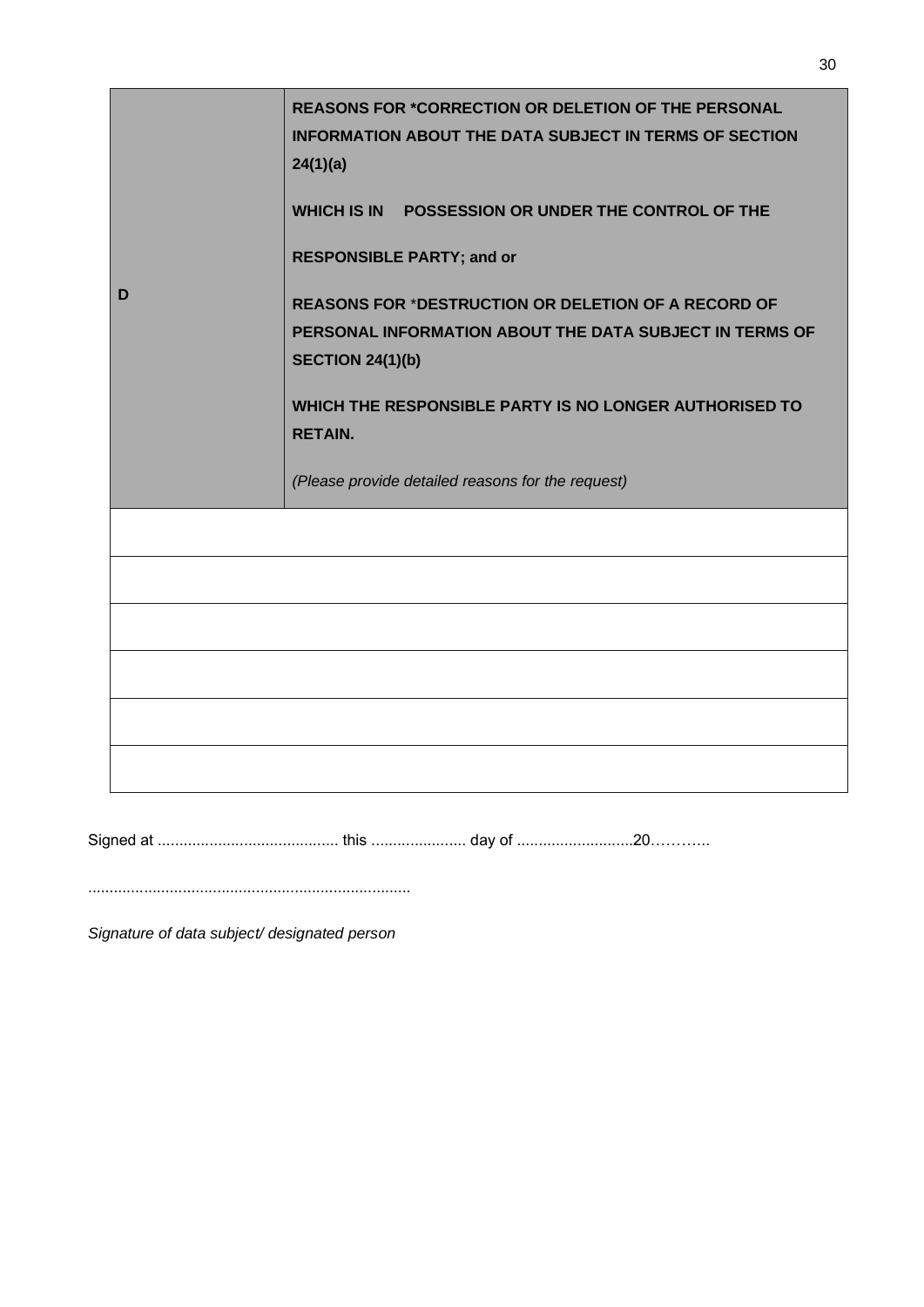| | |
|---|---|
| **D** | **REASONS FOR *CORRECTION OR DELETION OF THE PERSONAL INFORMATION ABOUT THE DATA SUBJECT IN TERMS OF SECTION 24(1)(a)**<br><br>**WHICH IS IN POSSESSION OR UNDER THE CONTROL OF THE RESPONSIBLE PARTY; and or**<br><br>**REASONS FOR *DESTRUCTION OR DELETION OF A RECORD OF PERSONAL INFORMATION ABOUT THE DATA SUBJECT IN TERMS OF SECTION 24(1)(b)**<br><br>**WHICH THE RESPONSIBLE PARTY IS NO LONGER AUTHORISED TO RETAIN.**<br><br>*(Please provide detailed reasons for the request)* |
| | |
| | |
| | |
| | |
| | |
| | |

Signed at .......................................... this ...................... day of ...........................20………..

...........................................................................

*Signature of data subject/ designated person*